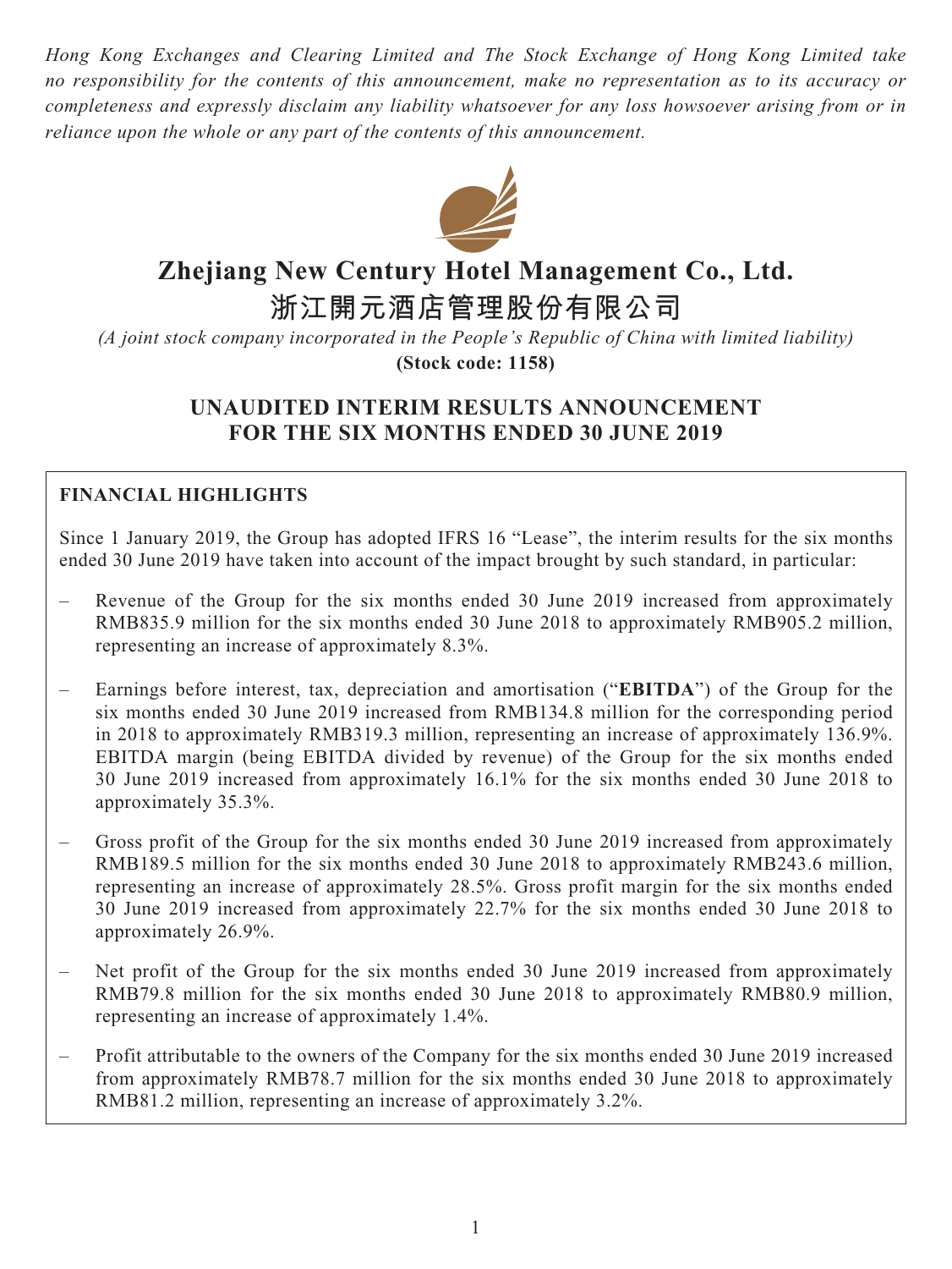*Hong Kong Exchanges and Clearing Limited and The Stock Exchange of Hong Kong Limited take no responsibility for the contents of this announcement, make no representation as to its accuracy or completeness and expressly disclaim any liability whatsoever for any loss howsoever arising from or in reliance upon the whole or any part of the contents of this announcement.*

# Zhejiang New Century Hotel Management Co., Ltd.
# 浙江開元酒店管理股份有限公司

*(A joint stock company incorporated in the People's Republic of China with limited liability)*
**(Stock code: 1158)**

## UNAUDITED INTERIM RESULTS ANNOUNCEMENT FOR THE SIX MONTHS ENDED 30 JUNE 2019

### FINANCIAL HIGHLIGHTS

Since 1 January 2019, the Group has adopted IFRS 16 "Lease", the interim results for the six months ended 30 June 2019 have taken into account of the impact brought by such standard, in particular:

– Revenue of the Group for the six months ended 30 June 2019 increased from approximately RMB835.9 million for the six months ended 30 June 2018 to approximately RMB905.2 million, representing an increase of approximately 8.3%.

– Earnings before interest, tax, depreciation and amortisation ("**EBITDA**") of the Group for the six months ended 30 June 2019 increased from RMB134.8 million for the corresponding period in 2018 to approximately RMB319.3 million, representing an increase of approximately 136.9%. EBITDA margin (being EBITDA divided by revenue) of the Group for the six months ended 30 June 2019 increased from approximately 16.1% for the six months ended 30 June 2018 to approximately 35.3%.

– Gross profit of the Group for the six months ended 30 June 2019 increased from approximately RMB189.5 million for the six months ended 30 June 2018 to approximately RMB243.6 million, representing an increase of approximately 28.5%. Gross profit margin for the six months ended 30 June 2019 increased from approximately 22.7% for the six months ended 30 June 2018 to approximately 26.9%.

– Net profit of the Group for the six months ended 30 June 2019 increased from approximately RMB79.8 million for the six months ended 30 June 2018 to approximately RMB80.9 million, representing an increase of approximately 1.4%.

– Profit attributable to the owners of the Company for the six months ended 30 June 2019 increased from approximately RMB78.7 million for the six months ended 30 June 2018 to approximately RMB81.2 million, representing an increase of approximately 3.2%.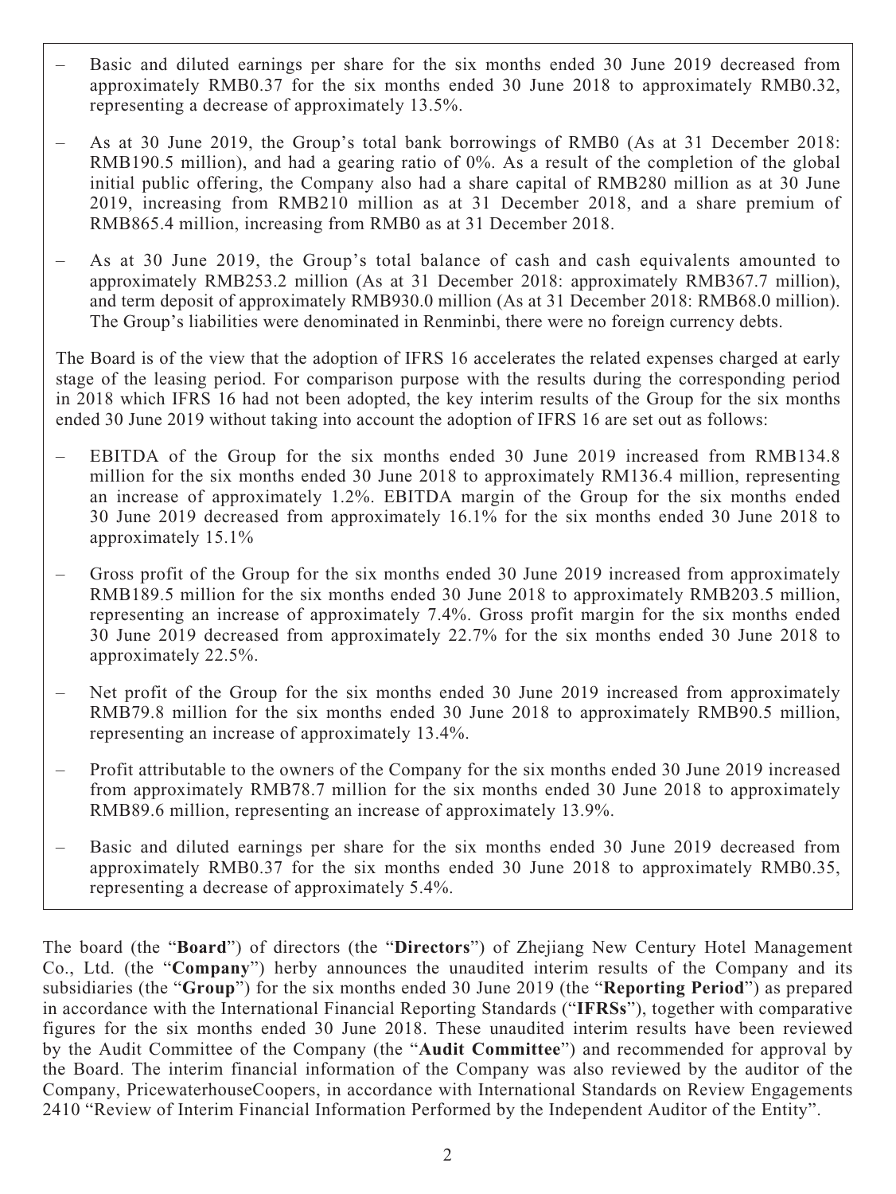- Basic and diluted earnings per share for the six months ended 30 June 2019 decreased from approximately RMB0.37 for the six months ended 30 June 2018 to approximately RMB0.32, representing a decrease of approximately 13.5%.
- As at 30 June 2019, the Group's total bank borrowings of RMB0 (As at 31 December 2018: RMB190.5 million), and had a gearing ratio of 0%. As a result of the completion of the global initial public offering, the Company also had a share capital of RMB280 million as at 30 June 2019, increasing from RMB210 million as at 31 December 2018, and a share premium of RMB865.4 million, increasing from RMB0 as at 31 December 2018.
- As at 30 June 2019, the Group's total balance of cash and cash equivalents amounted to approximately RMB253.2 million (As at 31 December 2018: approximately RMB367.7 million), and term deposit of approximately RMB930.0 million (As at 31 December 2018: RMB68.0 million). The Group's liabilities were denominated in Renminbi, there were no foreign currency debts.

The Board is of the view that the adoption of IFRS 16 accelerates the related expenses charged at early stage of the leasing period. For comparison purpose with the results during the corresponding period in 2018 which IFRS 16 had not been adopted, the key interim results of the Group for the six months ended 30 June 2019 without taking into account the adoption of IFRS 16 are set out as follows:

- EBITDA of the Group for the six months ended 30 June 2019 increased from RMB134.8 million for the six months ended 30 June 2018 to approximately RM136.4 million, representing an increase of approximately 1.2%. EBITDA margin of the Group for the six months ended 30 June 2019 decreased from approximately 16.1% for the six months ended 30 June 2018 to approximately 15.1%
- Gross profit of the Group for the six months ended 30 June 2019 increased from approximately RMB189.5 million for the six months ended 30 June 2018 to approximately RMB203.5 million, representing an increase of approximately 7.4%. Gross profit margin for the six months ended 30 June 2019 decreased from approximately 22.7% for the six months ended 30 June 2018 to approximately 22.5%.
- Net profit of the Group for the six months ended 30 June 2019 increased from approximately RMB79.8 million for the six months ended 30 June 2018 to approximately RMB90.5 million, representing an increase of approximately 13.4%.
- Profit attributable to the owners of the Company for the six months ended 30 June 2019 increased from approximately RMB78.7 million for the six months ended 30 June 2018 to approximately RMB89.6 million, representing an increase of approximately 13.9%.
- Basic and diluted earnings per share for the six months ended 30 June 2019 decreased from approximately RMB0.37 for the six months ended 30 June 2018 to approximately RMB0.35, representing a decrease of approximately 5.4%.

The board (the "**Board**") of directors (the "**Directors**") of Zhejiang New Century Hotel Management Co., Ltd. (the "**Company**") herby announces the unaudited interim results of the Company and its subsidiaries (the "**Group**") for the six months ended 30 June 2019 (the "**Reporting Period**") as prepared in accordance with the International Financial Reporting Standards ("**IFRSs**"), together with comparative figures for the six months ended 30 June 2018. These unaudited interim results have been reviewed by the Audit Committee of the Company (the "**Audit Committee**") and recommended for approval by the Board. The interim financial information of the Company was also reviewed by the auditor of the Company, PricewaterhouseCoopers, in accordance with International Standards on Review Engagements 2410 "Review of Interim Financial Information Performed by the Independent Auditor of the Entity".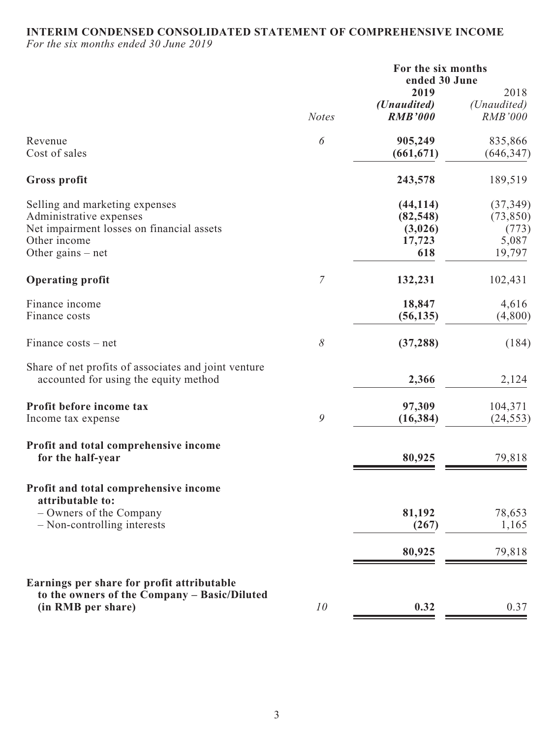## INTERIM CONDENSED CONSOLIDATED STATEMENT OF COMPREHENSIVE INCOME

*For the six months ended 30 June 2019*

| | *Notes* | For the six months ended 30 June | |
|---|---|---|---|
| | | **2019** | 2018 |
| | | ***(Unaudited)*** | *(Unaudited)* |
| | | ***RMB'000*** | *RMB'000* |
| Revenue | *6* | **905,249** | 835,866 |
| Cost of sales | | **(661,671)** | (646,347) |
| **Gross profit** | | **243,578** | 189,519 |
| Selling and marketing expenses | | **(44,114)** | (37,349) |
| Administrative expenses | | **(82,548)** | (73,850) |
| Net impairment losses on financial assets | | **(3,026)** | (773) |
| Other income | | **17,723** | 5,087 |
| Other gains – net | | **618** | 19,797 |
| **Operating profit** | *7* | **132,231** | 102,431 |
| Finance income | | **18,847** | 4,616 |
| Finance costs | | **(56,135)** | (4,800) |
| Finance costs – net | *8* | **(37,288)** | (184) |
| Share of net profits of associates and joint venture accounted for using the equity method | | **2,366** | 2,124 |
| **Profit before income tax** | | **97,309** | 104,371 |
| Income tax expense | *9* | **(16,384)** | (24,553) |
| **Profit and total comprehensive income for the half-year** | | **80,925** | 79,818 |
| **Profit and total comprehensive income attributable to:** | | | |
| – Owners of the Company | | **81,192** | 78,653 |
| – Non-controlling interests | | **(267)** | 1,165 |
| | | **80,925** | 79,818 |
| **Earnings per share for profit attributable to the owners of the Company – Basic/Diluted (in RMB per share)** | *10* | **0.32** | 0.37 |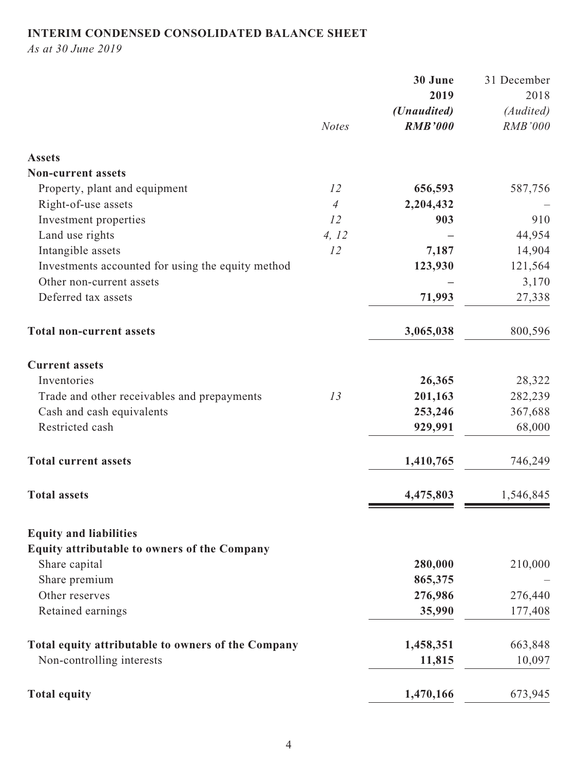## INTERIM CONDENSED CONSOLIDATED BALANCE SHEET

*As at 30 June 2019*

| | Notes | 30 June 2019 | 31 December 2018 |
|---|---|---|---|
| | | *(Unaudited)* | *(Audited)* |
| | | ***RMB'000*** | *RMB'000* |
| **Assets** | | | |
| **Non-current assets** | | | |
| Property, plant and equipment | *12* | **656,593** | 587,756 |
| Right-of-use assets | *4* | **2,204,432** | – |
| Investment properties | *12* | **903** | 910 |
| Land use rights | *4, 12* | **–** | 44,954 |
| Intangible assets | *12* | **7,187** | 14,904 |
| Investments accounted for using the equity method | | **123,930** | 121,564 |
| Other non-current assets | | **–** | 3,170 |
| Deferred tax assets | | **71,993** | 27,338 |
| **Total non-current assets** | | **3,065,038** | 800,596 |
| **Current assets** | | | |
| Inventories | | **26,365** | 28,322 |
| Trade and other receivables and prepayments | *13* | **201,163** | 282,239 |
| Cash and cash equivalents | | **253,246** | 367,688 |
| Restricted cash | | **929,991** | 68,000 |
| **Total current assets** | | **1,410,765** | 746,249 |
| **Total assets** | | **4,475,803** | 1,546,845 |
| **Equity and liabilities** | | | |
| **Equity attributable to owners of the Company** | | | |
| Share capital | | **280,000** | 210,000 |
| Share premium | | **865,375** | – |
| Other reserves | | **276,986** | 276,440 |
| Retained earnings | | **35,990** | 177,408 |
| **Total equity attributable to owners of the Company** | | **1,458,351** | 663,848 |
| Non-controlling interests | | **11,815** | 10,097 |
| **Total equity** | | **1,470,166** | 673,945 |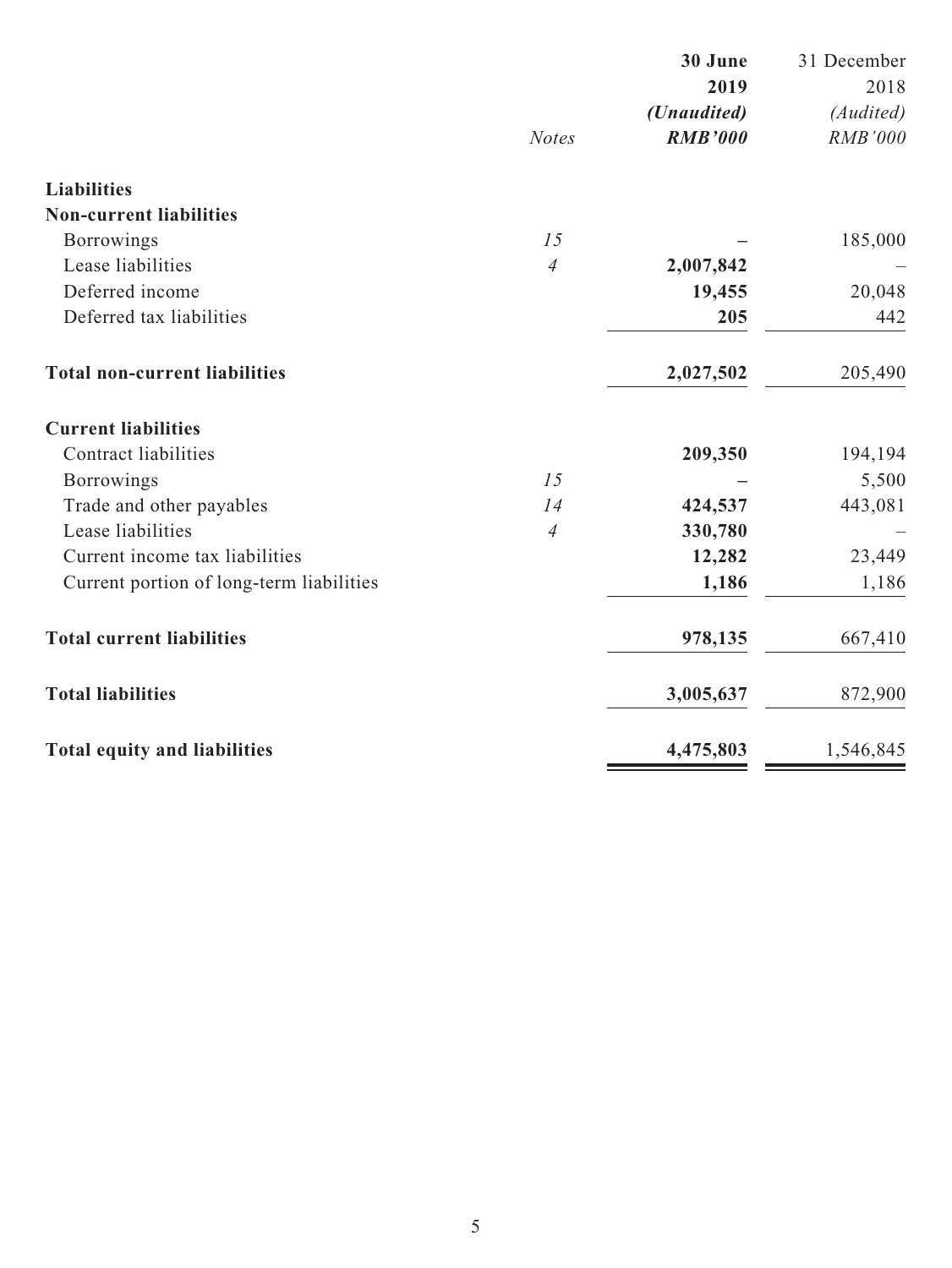| | Notes | **30 June 2019** | 31 December 2018 |
|---|---|---|---|
| | | ***(Unaudited)*** | *(Audited)* |
| | | ***RMB'000*** | *RMB'000* |
| **Liabilities** | | | |
| **Non-current liabilities** | | | |
| Borrowings | *15* | **–** | 185,000 |
| Lease liabilities | *4* | **2,007,842** | – |
| Deferred income | | **19,455** | 20,048 |
| Deferred tax liabilities | | **205** | 442 |
| **Total non-current liabilities** | | **2,027,502** | 205,490 |
| **Current liabilities** | | | |
| Contract liabilities | | **209,350** | 194,194 |
| Borrowings | *15* | **–** | 5,500 |
| Trade and other payables | *14* | **424,537** | 443,081 |
| Lease liabilities | *4* | **330,780** | – |
| Current income tax liabilities | | **12,282** | 23,449 |
| Current portion of long-term liabilities | | **1,186** | 1,186 |
| **Total current liabilities** | | **978,135** | 667,410 |
| **Total liabilities** | | **3,005,637** | 872,900 |
| **Total equity and liabilities** | | **4,475,803** | 1,546,845 |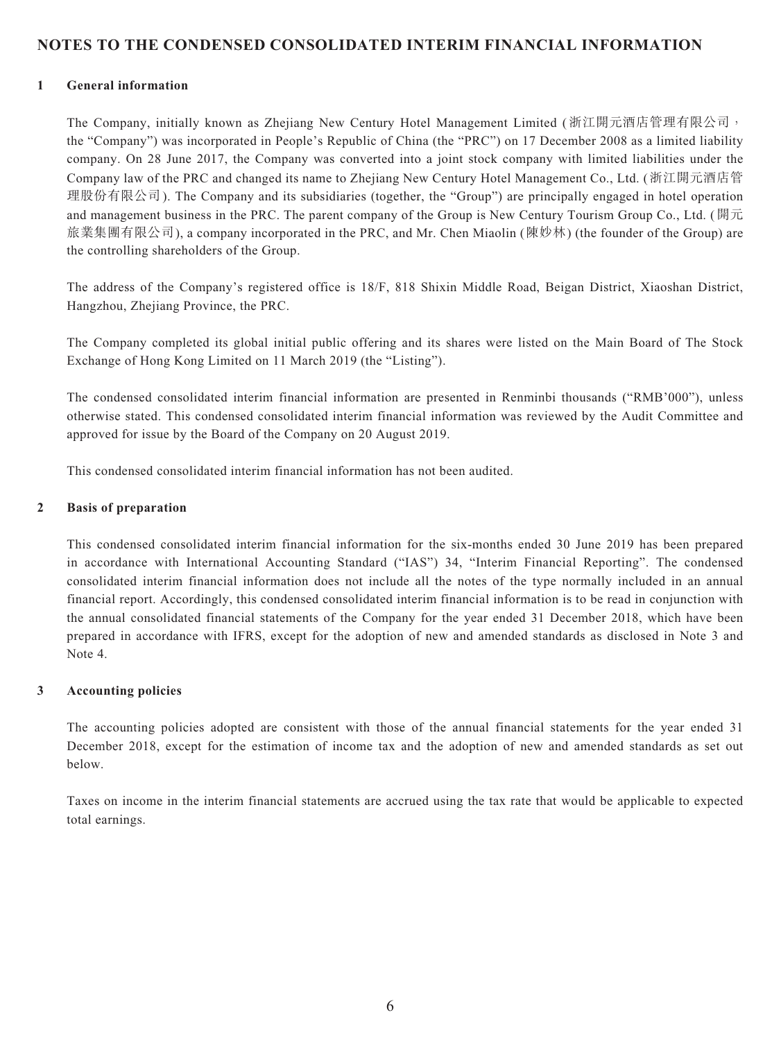## NOTES TO THE CONDENSED CONSOLIDATED INTERIM FINANCIAL INFORMATION

### 1 General information

The Company, initially known as Zhejiang New Century Hotel Management Limited (浙江開元酒店管理有限公司，the "Company") was incorporated in People's Republic of China (the "PRC") on 17 December 2008 as a limited liability company. On 28 June 2017, the Company was converted into a joint stock company with limited liabilities under the Company law of the PRC and changed its name to Zhejiang New Century Hotel Management Co., Ltd. (浙江開元酒店管理股份有限公司). The Company and its subsidiaries (together, the "Group") are principally engaged in hotel operation and management business in the PRC. The parent company of the Group is New Century Tourism Group Co., Ltd. (開元旅業集團有限公司), a company incorporated in the PRC, and Mr. Chen Miaolin (陳妙林) (the founder of the Group) are the controlling shareholders of the Group.

The address of the Company's registered office is 18/F, 818 Shixin Middle Road, Beigan District, Xiaoshan District, Hangzhou, Zhejiang Province, the PRC.

The Company completed its global initial public offering and its shares were listed on the Main Board of The Stock Exchange of Hong Kong Limited on 11 March 2019 (the "Listing").

The condensed consolidated interim financial information are presented in Renminbi thousands ("RMB'000"), unless otherwise stated. This condensed consolidated interim financial information was reviewed by the Audit Committee and approved for issue by the Board of the Company on 20 August 2019.

This condensed consolidated interim financial information has not been audited.

### 2 Basis of preparation

This condensed consolidated interim financial information for the six-months ended 30 June 2019 has been prepared in accordance with International Accounting Standard ("IAS") 34, "Interim Financial Reporting". The condensed consolidated interim financial information does not include all the notes of the type normally included in an annual financial report. Accordingly, this condensed consolidated interim financial information is to be read in conjunction with the annual consolidated financial statements of the Company for the year ended 31 December 2018, which have been prepared in accordance with IFRS, except for the adoption of new and amended standards as disclosed in Note 3 and Note 4.

### 3 Accounting policies

The accounting policies adopted are consistent with those of the annual financial statements for the year ended 31 December 2018, except for the estimation of income tax and the adoption of new and amended standards as set out below.

Taxes on income in the interim financial statements are accrued using the tax rate that would be applicable to expected total earnings.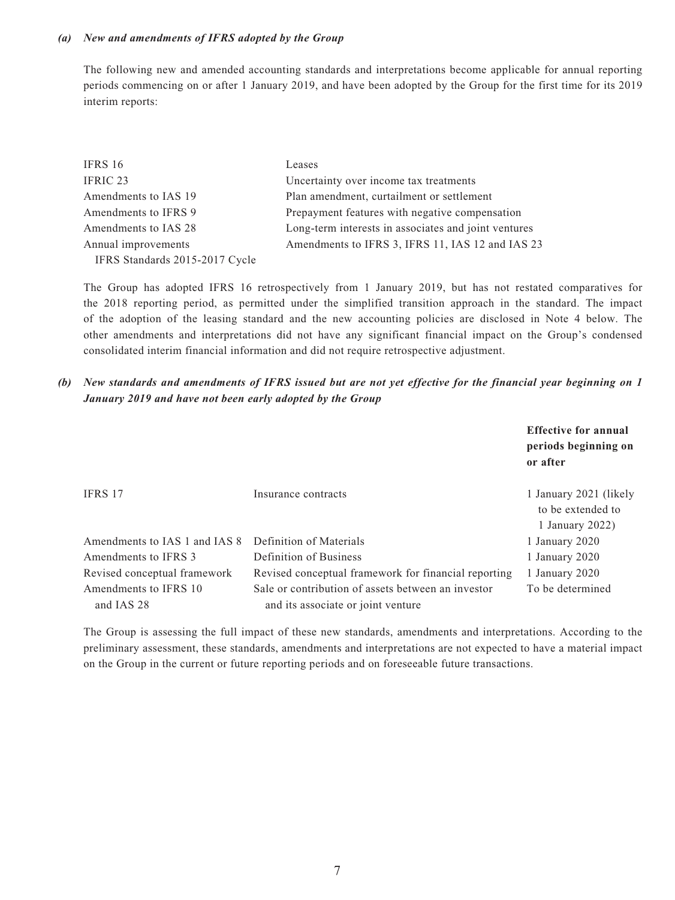*(a) New and amendments of IFRS adopted by the Group*

The following new and amended accounting standards and interpretations become applicable for annual reporting periods commencing on or after 1 January 2019, and have been adopted by the Group for the first time for its 2019 interim reports:

| | |
|---|---|
| IFRS 16 | Leases |
| IFRIC 23 | Uncertainty over income tax treatments |
| Amendments to IAS 19 | Plan amendment, curtailment or settlement |
| Amendments to IFRS 9 | Prepayment features with negative compensation |
| Amendments to IAS 28 | Long-term interests in associates and joint ventures |
| Annual improvements IFRS Standards 2015-2017 Cycle | Amendments to IFRS 3, IFRS 11, IAS 12 and IAS 23 |

The Group has adopted IFRS 16 retrospectively from 1 January 2019, but has not restated comparatives for the 2018 reporting period, as permitted under the simplified transition approach in the standard. The impact of the adoption of the leasing standard and the new accounting policies are disclosed in Note 4 below. The other amendments and interpretations did not have any significant financial impact on the Group's condensed consolidated interim financial information and did not require retrospective adjustment.

***(b) New standards and amendments of IFRS issued but are not yet effective for the financial year beginning on 1 January 2019 and have not been early adopted by the Group***

| | | **Effective for annual periods beginning on or after** |
|---|---|---|
| IFRS 17 | Insurance contracts | 1 January 2021 (likely to be extended to 1 January 2022) |
| Amendments to IAS 1 and IAS 8 | Definition of Materials | 1 January 2020 |
| Amendments to IFRS 3 | Definition of Business | 1 January 2020 |
| Revised conceptual framework | Revised conceptual framework for financial reporting | 1 January 2020 |
| Amendments to IFRS 10 and IAS 28 | Sale or contribution of assets between an investor and its associate or joint venture | To be determined |

The Group is assessing the full impact of these new standards, amendments and interpretations. According to the preliminary assessment, these standards, amendments and interpretations are not expected to have a material impact on the Group in the current or future reporting periods and on foreseeable future transactions.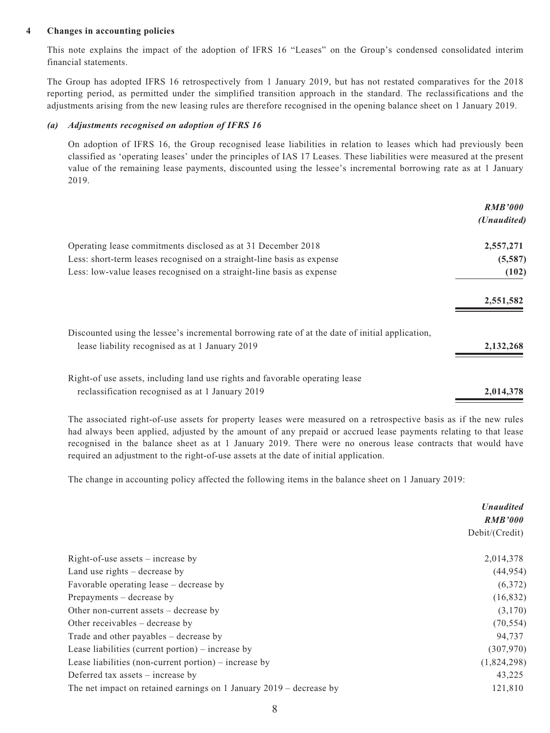## 4 Changes in accounting policies

This note explains the impact of the adoption of IFRS 16 "Leases" on the Group's condensed consolidated interim financial statements.

The Group has adopted IFRS 16 retrospectively from 1 January 2019, but has not restated comparatives for the 2018 reporting period, as permitted under the simplified transition approach in the standard. The reclassifications and the adjustments arising from the new leasing rules are therefore recognised in the opening balance sheet on 1 January 2019.

### *(a) Adjustments recognised on adoption of IFRS 16*

On adoption of IFRS 16, the Group recognised lease liabilities in relation to leases which had previously been classified as 'operating leases' under the principles of IAS 17 Leases. These liabilities were measured at the present value of the remaining lease payments, discounted using the lessee's incremental borrowing rate as at 1 January 2019.

| | ***RMB'000*** ***(Unaudited)*** |
|---|---|
| Operating lease commitments disclosed as at 31 December 2018 | **2,557,271** |
| Less: short-term leases recognised on a straight-line basis as expense | **(5,587)** |
| Less: low-value leases recognised on a straight-line basis as expense | **(102)** |
| | **2,551,582** |
| Discounted using the lessee's incremental borrowing rate of at the date of initial application, lease liability recognised as at 1 January 2019 | **2,132,268** |
| Right-of use assets, including land use rights and favorable operating lease reclassification recognised as at 1 January 2019 | **2,014,378** |

The associated right-of-use assets for property leases were measured on a retrospective basis as if the new rules had always been applied, adjusted by the amount of any prepaid or accrued lease payments relating to that lease recognised in the balance sheet as at 1 January 2019. There were no onerous lease contracts that would have required an adjustment to the right-of-use assets at the date of initial application.

The change in accounting policy affected the following items in the balance sheet on 1 January 2019:

| | ***Unaudited*** ***RMB'000*** Debit/(Credit) |
|---|---|
| Right-of-use assets – increase by | 2,014,378 |
| Land use rights – decrease by | (44,954) |
| Favorable operating lease – decrease by | (6,372) |
| Prepayments – decrease by | (16,832) |
| Other non-current assets – decrease by | (3,170) |
| Other receivables – decrease by | (70,554) |
| Trade and other payables – decrease by | 94,737 |
| Lease liabilities (current portion) – increase by | (307,970) |
| Lease liabilities (non-current portion) – increase by | (1,824,298) |
| Deferred tax assets – increase by | 43,225 |
| The net impact on retained earnings on 1 January 2019 – decrease by | 121,810 |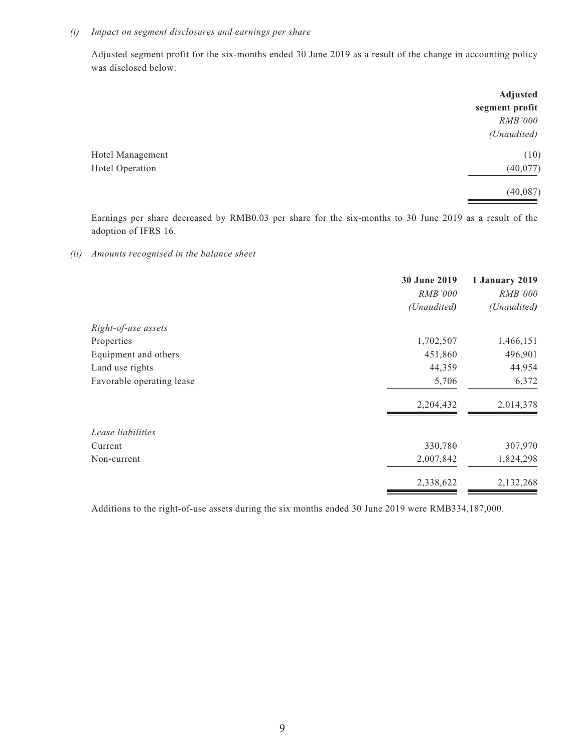*(i) Impact on segment disclosures and earnings per share*

Adjusted segment profit for the six-months ended 30 June 2019 as a result of the change in accounting policy was disclosed below:

| | **Adjusted segment profit** |
|---|---|
| | *RMB'000* |
| | *(Unaudited)* |
| Hotel Management | (10) |
| Hotel Operation | (40,077) |
| | (40,087) |

Earnings per share decreased by RMB0.03 per share for the six-months to 30 June 2019 as a result of the adoption of IFRS 16.

*(ii) Amounts recognised in the balance sheet*

| | **30 June 2019** | **1 January 2019** |
|---|---|---|
| | *RMB'000* | *RMB'000* |
| | *(Unaudited)* | *(Unaudited)* |
| *Right-of-use assets* | | |
| Properties | 1,702,507 | 1,466,151 |
| Equipment and others | 451,860 | 496,901 |
| Land use rights | 44,359 | 44,954 |
| Favorable operating lease | 5,706 | 6,372 |
| | 2,204,432 | 2,014,378 |
| *Lease liabilities* | | |
| Current | 330,780 | 307,970 |
| Non-current | 2,007,842 | 1,824,298 |
| | 2,338,622 | 2,132,268 |

Additions to the right-of-use assets during the six months ended 30 June 2019 were RMB334,187,000.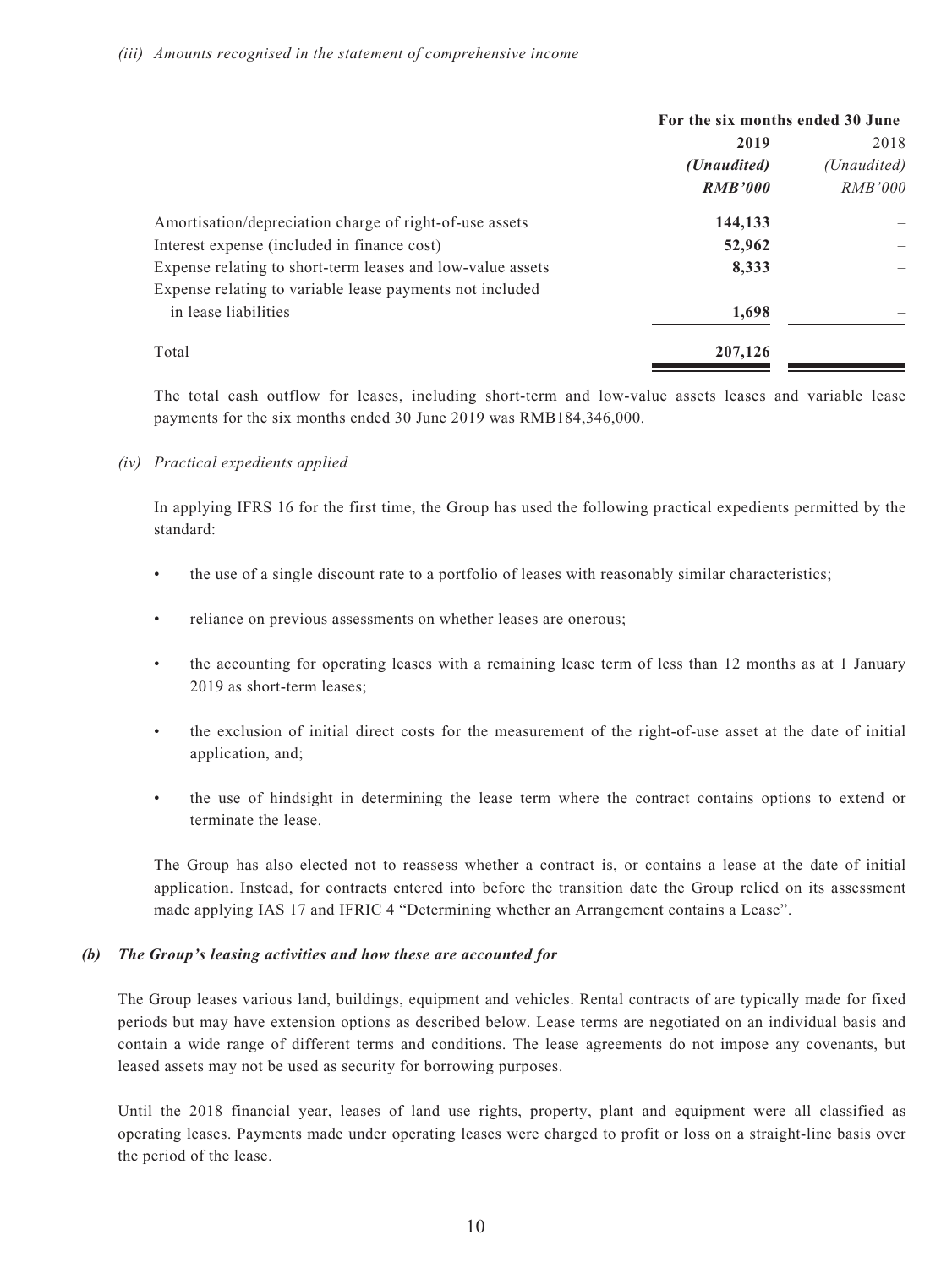*(iii) Amounts recognised in the statement of comprehensive income*

| | For the six months ended 30 June | |
|---|---|---|
| | **2019** | 2018 |
| | ***(Unaudited)*** | *(Unaudited)* |
| | ***RMB'000*** | *RMB'000* |
| Amortisation/depreciation charge of right-of-use assets | **144,133** | – |
| Interest expense (included in finance cost) | **52,962** | – |
| Expense relating to short-term leases and low-value assets | **8,333** | – |
| Expense relating to variable lease payments not included in lease liabilities | **1,698** | – |
| Total | **207,126** | – |

The total cash outflow for leases, including short-term and low-value assets leases and variable lease payments for the six months ended 30 June 2019 was RMB184,346,000.

*(iv) Practical expedients applied*

In applying IFRS 16 for the first time, the Group has used the following practical expedients permitted by the standard:

- the use of a single discount rate to a portfolio of leases with reasonably similar characteristics;
- reliance on previous assessments on whether leases are onerous;
- the accounting for operating leases with a remaining lease term of less than 12 months as at 1 January 2019 as short-term leases;
- the exclusion of initial direct costs for the measurement of the right-of-use asset at the date of initial application, and;
- the use of hindsight in determining the lease term where the contract contains options to extend or terminate the lease.

The Group has also elected not to reassess whether a contract is, or contains a lease at the date of initial application. Instead, for contracts entered into before the transition date the Group relied on its assessment made applying IAS 17 and IFRIC 4 "Determining whether an Arrangement contains a Lease".

***(b) The Group's leasing activities and how these are accounted for***

The Group leases various land, buildings, equipment and vehicles. Rental contracts of are typically made for fixed periods but may have extension options as described below. Lease terms are negotiated on an individual basis and contain a wide range of different terms and conditions. The lease agreements do not impose any covenants, but leased assets may not be used as security for borrowing purposes.

Until the 2018 financial year, leases of land use rights, property, plant and equipment were all classified as operating leases. Payments made under operating leases were charged to profit or loss on a straight-line basis over the period of the lease.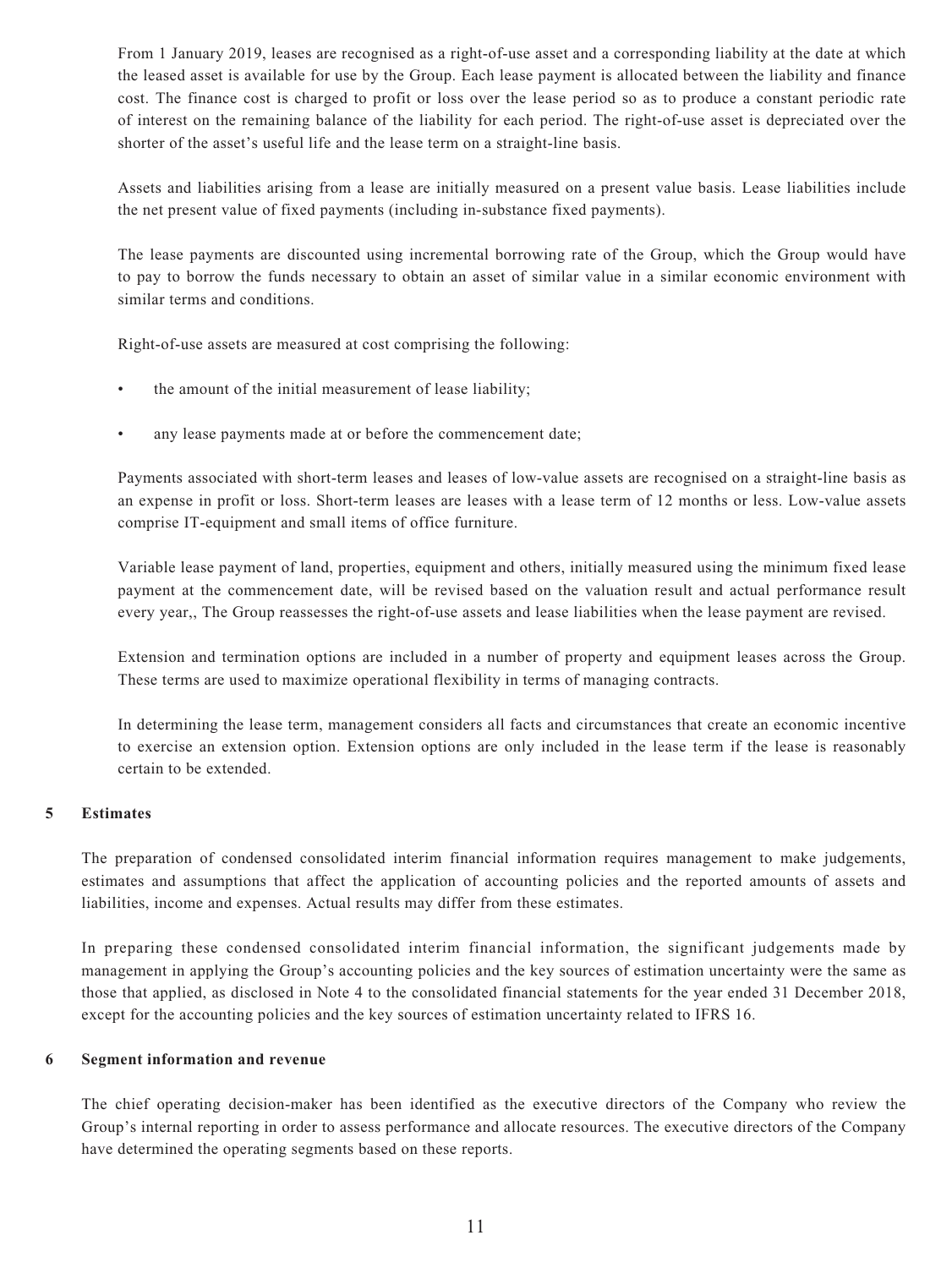From 1 January 2019, leases are recognised as a right-of-use asset and a corresponding liability at the date at which the leased asset is available for use by the Group. Each lease payment is allocated between the liability and finance cost. The finance cost is charged to profit or loss over the lease period so as to produce a constant periodic rate of interest on the remaining balance of the liability for each period. The right-of-use asset is depreciated over the shorter of the asset's useful life and the lease term on a straight-line basis.

Assets and liabilities arising from a lease are initially measured on a present value basis. Lease liabilities include the net present value of fixed payments (including in-substance fixed payments).

The lease payments are discounted using incremental borrowing rate of the Group, which the Group would have to pay to borrow the funds necessary to obtain an asset of similar value in a similar economic environment with similar terms and conditions.

Right-of-use assets are measured at cost comprising the following:

- the amount of the initial measurement of lease liability;
- any lease payments made at or before the commencement date;

Payments associated with short-term leases and leases of low-value assets are recognised on a straight-line basis as an expense in profit or loss. Short-term leases are leases with a lease term of 12 months or less. Low-value assets comprise IT-equipment and small items of office furniture.

Variable lease payment of land, properties, equipment and others, initially measured using the minimum fixed lease payment at the commencement date, will be revised based on the valuation result and actual performance result every year,, The Group reassesses the right-of-use assets and lease liabilities when the lease payment are revised.

Extension and termination options are included in a number of property and equipment leases across the Group. These terms are used to maximize operational flexibility in terms of managing contracts.

In determining the lease term, management considers all facts and circumstances that create an economic incentive to exercise an extension option. Extension options are only included in the lease term if the lease is reasonably certain to be extended.

## 5 Estimates

The preparation of condensed consolidated interim financial information requires management to make judgements, estimates and assumptions that affect the application of accounting policies and the reported amounts of assets and liabilities, income and expenses. Actual results may differ from these estimates.

In preparing these condensed consolidated interim financial information, the significant judgements made by management in applying the Group's accounting policies and the key sources of estimation uncertainty were the same as those that applied, as disclosed in Note 4 to the consolidated financial statements for the year ended 31 December 2018, except for the accounting policies and the key sources of estimation uncertainty related to IFRS 16.

## 6 Segment information and revenue

The chief operating decision-maker has been identified as the executive directors of the Company who review the Group's internal reporting in order to assess performance and allocate resources. The executive directors of the Company have determined the operating segments based on these reports.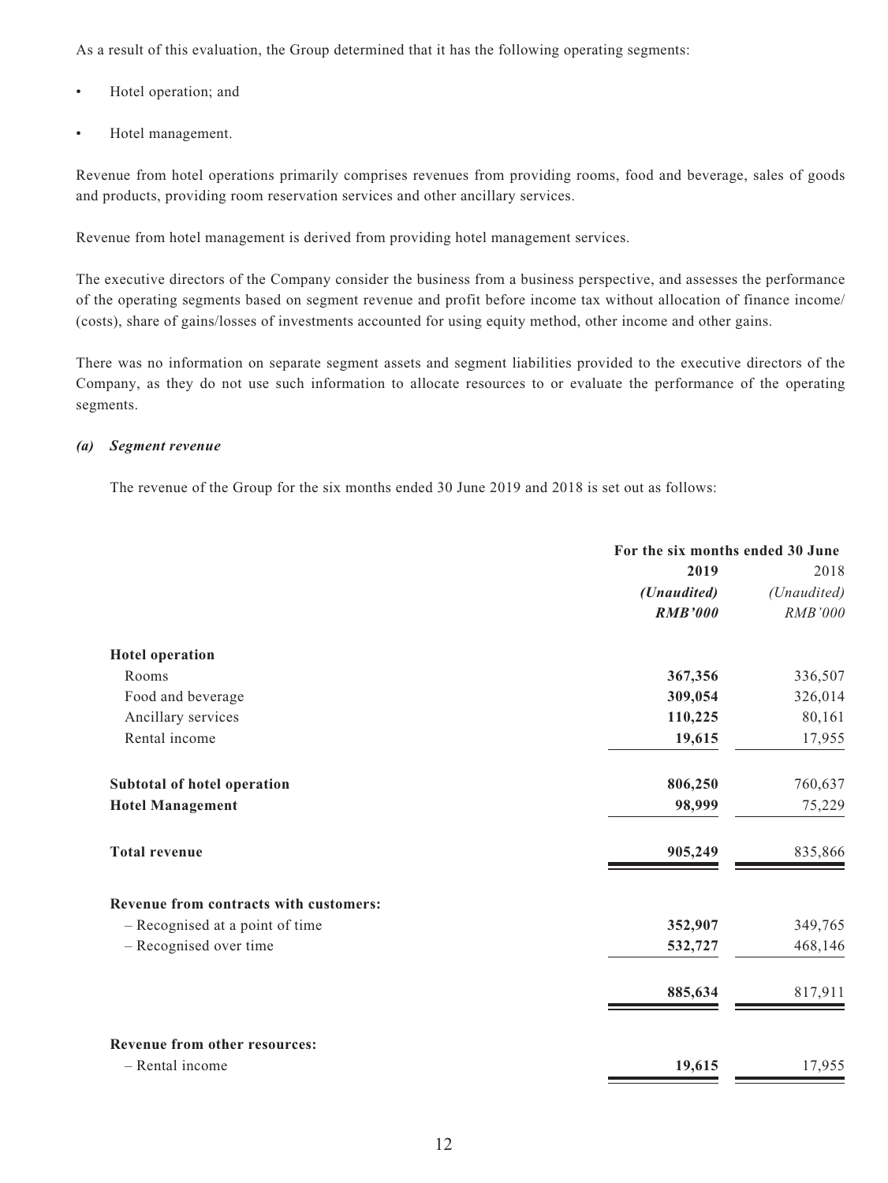As a result of this evaluation, the Group determined that it has the following operating segments:

- Hotel operation; and
- Hotel management.

Revenue from hotel operations primarily comprises revenues from providing rooms, food and beverage, sales of goods and products, providing room reservation services and other ancillary services.

Revenue from hotel management is derived from providing hotel management services.

The executive directors of the Company consider the business from a business perspective, and assesses the performance of the operating segments based on segment revenue and profit before income tax without allocation of finance income/(costs), share of gains/losses of investments accounted for using equity method, other income and other gains.

There was no information on separate segment assets and segment liabilities provided to the executive directors of the Company, as they do not use such information to allocate resources to or evaluate the performance of the operating segments.

***(a) Segment revenue***

The revenue of the Group for the six months ended 30 June 2019 and 2018 is set out as follows:

| | For the six months ended 30 June | |
|---|---|---|
| | **2019** | 2018 |
| | ***(Unaudited)*** | *(Unaudited)* |
| | ***RMB'000*** | *RMB'000* |
| **Hotel operation** | | |
| Rooms | **367,356** | 336,507 |
| Food and beverage | **309,054** | 326,014 |
| Ancillary services | **110,225** | 80,161 |
| Rental income | **19,615** | 17,955 |
| **Subtotal of hotel operation** | **806,250** | 760,637 |
| **Hotel Management** | **98,999** | 75,229 |
| **Total revenue** | **905,249** | 835,866 |
| **Revenue from contracts with customers:** | | |
| – Recognised at a point of time | **352,907** | 349,765 |
| – Recognised over time | **532,727** | 468,146 |
| | **885,634** | 817,911 |
| **Revenue from other resources:** | | |
| – Rental income | **19,615** | 17,955 |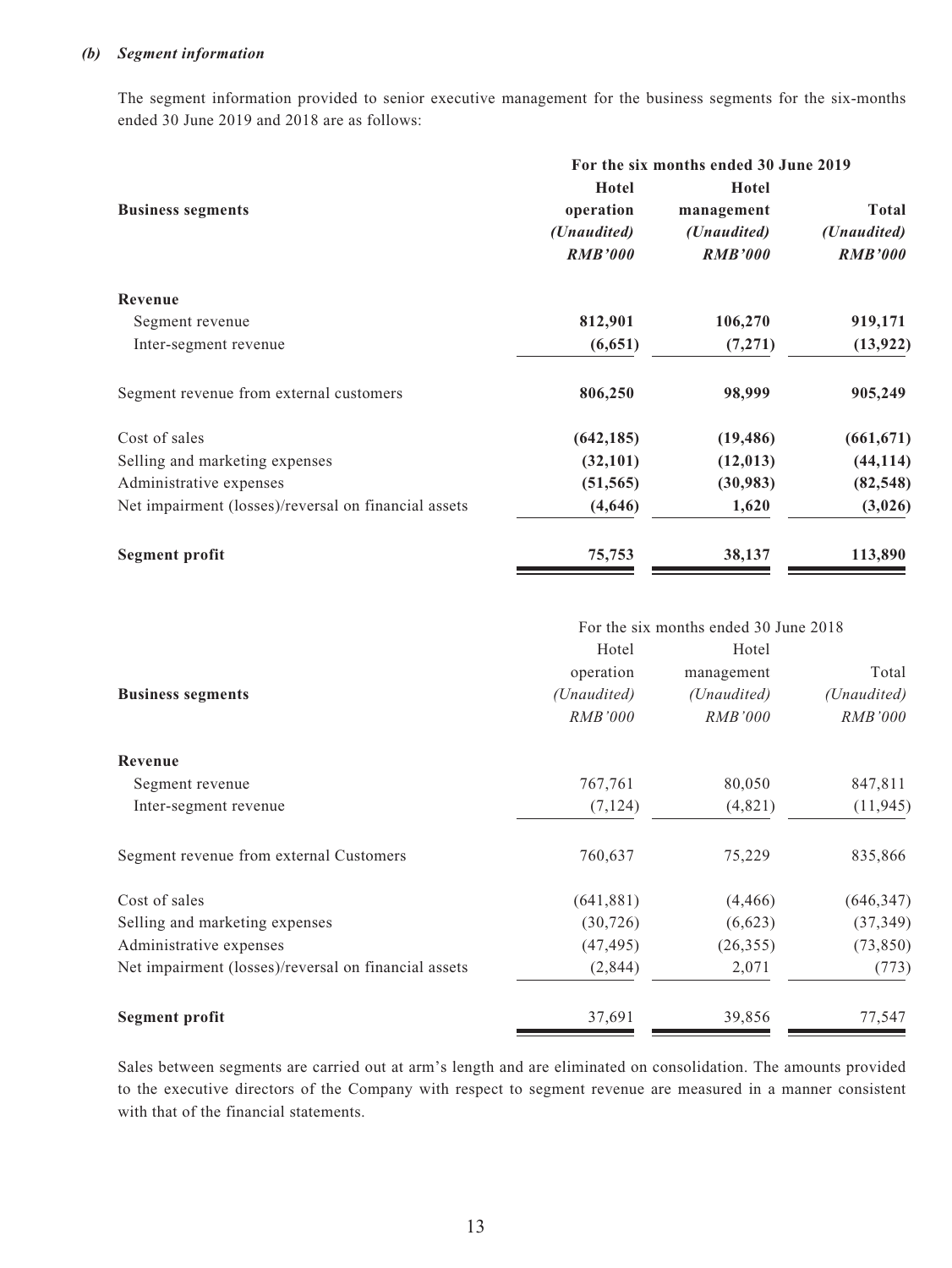***(b) Segment information***

The segment information provided to senior executive management for the business segments for the six-months ended 30 June 2019 and 2018 are as follows:

| **Business segments** | **For the six months ended 30 June 2019** | | |
|---|---|---|---|
| | **Hotel operation** | **Hotel management** | **Total** |
| | ***(Unaudited)*** | ***(Unaudited)*** | ***(Unaudited)*** |
| | ***RMB'000*** | ***RMB'000*** | ***RMB'000*** |
| **Revenue** | | | |
| Segment revenue | **812,901** | **106,270** | **919,171** |
| Inter-segment revenue | **(6,651)** | **(7,271)** | **(13,922)** |
| Segment revenue from external customers | **806,250** | **98,999** | **905,249** |
| Cost of sales | **(642,185)** | **(19,486)** | **(661,671)** |
| Selling and marketing expenses | **(32,101)** | **(12,013)** | **(44,114)** |
| Administrative expenses | **(51,565)** | **(30,983)** | **(82,548)** |
| Net impairment (losses)/reversal on financial assets | **(4,646)** | **1,620** | **(3,026)** |
| **Segment profit** | **75,753** | **38,137** | **113,890** |

| **Business segments** | For the six months ended 30 June 2018 | | |
|---|---|---|---|
| | Hotel operation | Hotel management | Total |
| | *(Unaudited)* | *(Unaudited)* | *(Unaudited)* |
| | *RMB'000* | *RMB'000* | *RMB'000* |
| **Revenue** | | | |
| Segment revenue | 767,761 | 80,050 | 847,811 |
| Inter-segment revenue | (7,124) | (4,821) | (11,945) |
| Segment revenue from external Customers | 760,637 | 75,229 | 835,866 |
| Cost of sales | (641,881) | (4,466) | (646,347) |
| Selling and marketing expenses | (30,726) | (6,623) | (37,349) |
| Administrative expenses | (47,495) | (26,355) | (73,850) |
| Net impairment (losses)/reversal on financial assets | (2,844) | 2,071 | (773) |
| **Segment profit** | 37,691 | 39,856 | 77,547 |

Sales between segments are carried out at arm's length and are eliminated on consolidation. The amounts provided to the executive directors of the Company with respect to segment revenue are measured in a manner consistent with that of the financial statements.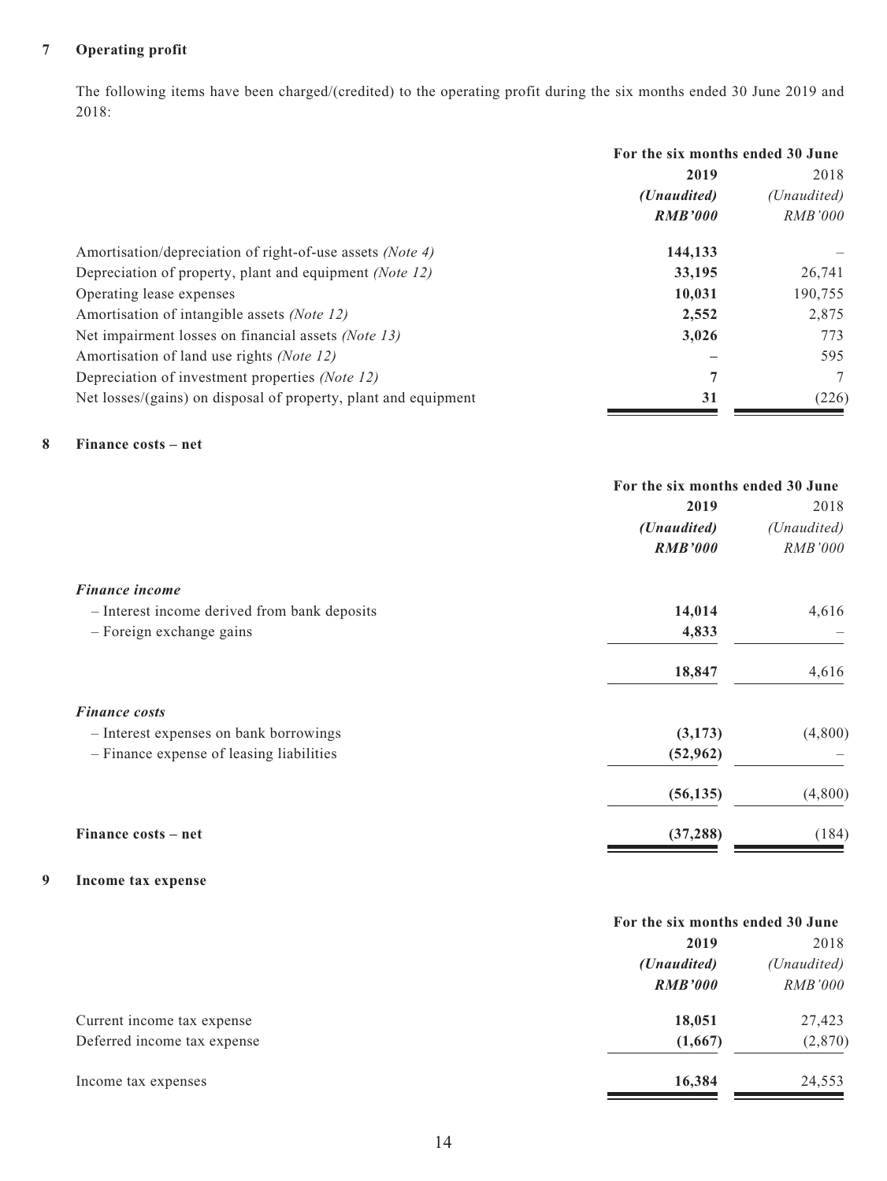## 7 Operating profit

The following items have been charged/(credited) to the operating profit during the six months ended 30 June 2019 and 2018:

| | For the six months ended 30 June | |
|---|---|---|
| | **2019** | 2018 |
| | ***(Unaudited)*** | *(Unaudited)* |
| | ***RMB'000*** | *RMB'000* |
| Amortisation/depreciation of right-of-use assets *(Note 4)* | **144,133** | – |
| Depreciation of property, plant and equipment *(Note 12)* | **33,195** | 26,741 |
| Operating lease expenses | **10,031** | 190,755 |
| Amortisation of intangible assets *(Note 12)* | **2,552** | 2,875 |
| Net impairment losses on financial assets *(Note 13)* | **3,026** | 773 |
| Amortisation of land use rights *(Note 12)* | **–** | 595 |
| Depreciation of investment properties *(Note 12)* | **7** | 7 |
| Net losses/(gains) on disposal of property, plant and equipment | **31** | (226) |

## 8 Finance costs – net

| | For the six months ended 30 June | |
|---|---|---|
| | **2019** | 2018 |
| | ***(Unaudited)*** | *(Unaudited)* |
| | ***RMB'000*** | *RMB'000* |
| ***Finance income*** | | |
| – Interest income derived from bank deposits | **14,014** | 4,616 |
| – Foreign exchange gains | **4,833** | – |
| | **18,847** | 4,616 |
| ***Finance costs*** | | |
| – Interest expenses on bank borrowings | **(3,173)** | (4,800) |
| – Finance expense of leasing liabilities | **(52,962)** | – |
| | **(56,135)** | (4,800) |
| **Finance costs – net** | **(37,288)** | (184) |

## 9 Income tax expense

| | For the six months ended 30 June | |
|---|---|---|
| | **2019** | 2018 |
| | ***(Unaudited)*** | *(Unaudited)* |
| | ***RMB'000*** | *RMB'000* |
| Current income tax expense | **18,051** | 27,423 |
| Deferred income tax expense | **(1,667)** | (2,870) |
| Income tax expenses | **16,384** | 24,553 |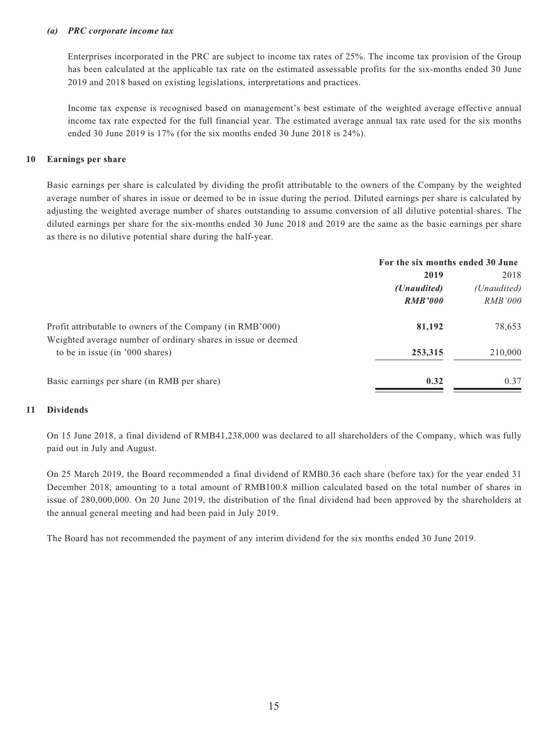*(a) PRC corporate income tax*

Enterprises incorporated in the PRC are subject to income tax rates of 25%. The income tax provision of the Group has been calculated at the applicable tax rate on the estimated assessable profits for the six-months ended 30 June 2019 and 2018 based on existing legislations, interpretations and practices.

Income tax expense is recognised based on management's best estimate of the weighted average effective annual income tax rate expected for the full financial year. The estimated average annual tax rate used for the six months ended 30 June 2019 is 17% (for the six months ended 30 June 2018 is 24%).

## 10 Earnings per share

Basic earnings per share is calculated by dividing the profit attributable to the owners of the Company by the weighted average number of shares in issue or deemed to be in issue during the period. Diluted earnings per share is calculated by adjusting the weighted average number of shares outstanding to assume conversion of all dilutive potential shares. The diluted earnings per share for the six-months ended 30 June 2018 and 2019 are the same as the basic earnings per share as there is no dilutive potential share during the half-year.

| | For the six months ended 30 June | |
|---|---|---|
| | **2019** | 2018 |
| | ***(Unaudited)*** | *(Unaudited)* |
| | ***RMB'000*** | *RMB'000* |
| Profit attributable to owners of the Company (in RMB'000) | **81,192** | 78,653 |
| Weighted average number of ordinary shares in issue or deemed to be in issue (in '000 shares) | **253,315** | 210,000 |
| Basic earnings per share (in RMB per share) | **0.32** | 0.37 |

## 11 Dividends

On 15 June 2018, a final dividend of RMB41,238,000 was declared to all shareholders of the Company, which was fully paid out in July and August.

On 25 March 2019, the Board recommended a final dividend of RMB0.36 each share (before tax) for the year ended 31 December 2018, amounting to a total amount of RMB100.8 million calculated based on the total number of shares in issue of 280,000,000. On 20 June 2019, the distribution of the final dividend had been approved by the shareholders at the annual general meeting and had been paid in July 2019.

The Board has not recommended the payment of any interim dividend for the six months ended 30 June 2019.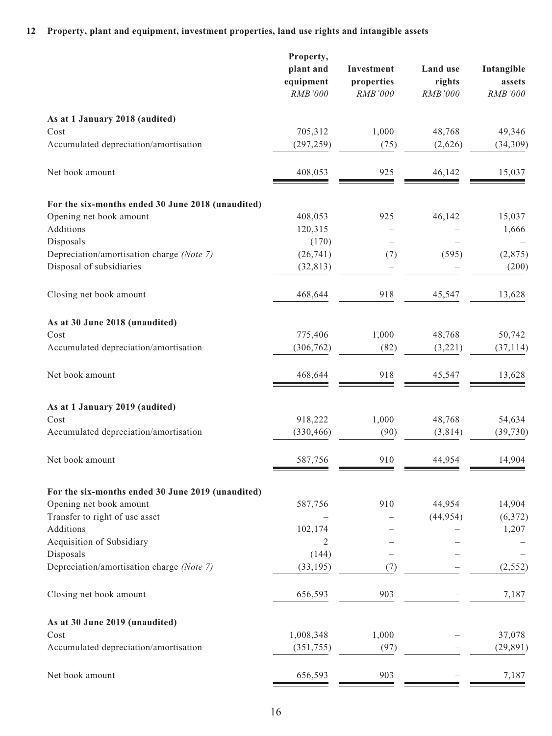## 12 Property, plant and equipment, investment properties, land use rights and intangible assets

| | Property, plant and equipment *RMB'000* | Investment properties *RMB'000* | Land use rights *RMB'000* | Intangible assets *RMB'000* |
|---|---|---|---|---|
| **As at 1 January 2018 (audited)** | | | | |
| Cost | 705,312 | 1,000 | 48,768 | 49,346 |
| Accumulated depreciation/amortisation | (297,259) | (75) | (2,626) | (34,309) |
| Net book amount | 408,053 | 925 | 46,142 | 15,037 |
| **For the six-months ended 30 June 2018 (unaudited)** | | | | |
| Opening net book amount | 408,053 | 925 | 46,142 | 15,037 |
| Additions | 120,315 | – | – | 1,666 |
| Disposals | (170) | – | – | – |
| Depreciation/amortisation charge *(Note 7)* | (26,741) | (7) | (595) | (2,875) |
| Disposal of subsidiaries | (32,813) | – | – | (200) |
| Closing net book amount | 468,644 | 918 | 45,547 | 13,628 |
| **As at 30 June 2018 (unaudited)** | | | | |
| Cost | 775,406 | 1,000 | 48,768 | 50,742 |
| Accumulated depreciation/amortisation | (306,762) | (82) | (3,221) | (37,114) |
| Net book amount | 468,644 | 918 | 45,547 | 13,628 |
| **As at 1 January 2019 (audited)** | | | | |
| Cost | 918,222 | 1,000 | 48,768 | 54,634 |
| Accumulated depreciation/amortisation | (330,466) | (90) | (3,814) | (39,730) |
| Net book amount | 587,756 | 910 | 44,954 | 14,904 |
| **For the six-months ended 30 June 2019 (unaudited)** | | | | |
| Opening net book amount | 587,756 | 910 | 44,954 | 14,904 |
| Transfer to right of use asset | – | – | (44,954) | (6,372) |
| Additions | 102,174 | – | – | 1,207 |
| Acquisition of Subsidiary | 2 | – | – | – |
| Disposals | (144) | – | – | – |
| Depreciation/amortisation charge *(Note 7)* | (33,195) | (7) | – | (2,552) |
| Closing net book amount | 656,593 | 903 | – | 7,187 |
| **As at 30 June 2019 (unaudited)** | | | | |
| Cost | 1,008,348 | 1,000 | – | 37,078 |
| Accumulated depreciation/amortisation | (351,755) | (97) | – | (29,891) |
| Net book amount | 656,593 | 903 | – | 7,187 |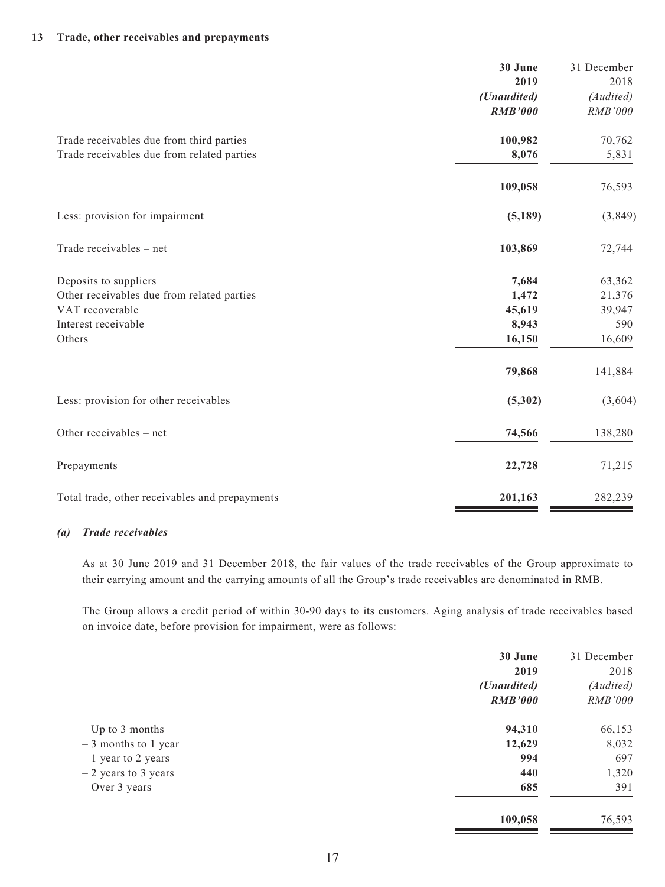## 13 Trade, other receivables and prepayments

| | 30 June 2019 | 31 December 2018 |
|---|---|---|
| | *(Unaudited)* | *(Audited)* |
| | *RMB'000* | *RMB'000* |
| Trade receivables due from third parties | **100,982** | 70,762 |
| Trade receivables due from related parties | **8,076** | 5,831 |
| | **109,058** | 76,593 |
| Less: provision for impairment | **(5,189)** | (3,849) |
| Trade receivables – net | **103,869** | 72,744 |
| Deposits to suppliers | **7,684** | 63,362 |
| Other receivables due from related parties | **1,472** | 21,376 |
| VAT recoverable | **45,619** | 39,947 |
| Interest receivable | **8,943** | 590 |
| Others | **16,150** | 16,609 |
| | **79,868** | 141,884 |
| Less: provision for other receivables | **(5,302)** | (3,604) |
| Other receivables – net | **74,566** | 138,280 |
| Prepayments | **22,728** | 71,215 |
| Total trade, other receivables and prepayments | **201,163** | 282,239 |

### *(a) Trade receivables*

As at 30 June 2019 and 31 December 2018, the fair values of the trade receivables of the Group approximate to their carrying amount and the carrying amounts of all the Group's trade receivables are denominated in RMB.

The Group allows a credit period of within 30-90 days to its customers. Aging analysis of trade receivables based on invoice date, before provision for impairment, were as follows:

| | 30 June 2019 | 31 December 2018 |
|---|---|---|
| | *(Unaudited)* | *(Audited)* |
| | *RMB'000* | *RMB'000* |
| – Up to 3 months | **94,310** | 66,153 |
| – 3 months to 1 year | **12,629** | 8,032 |
| – 1 year to 2 years | **994** | 697 |
| – 2 years to 3 years | **440** | 1,320 |
| – Over 3 years | **685** | 391 |
| | **109,058** | 76,593 |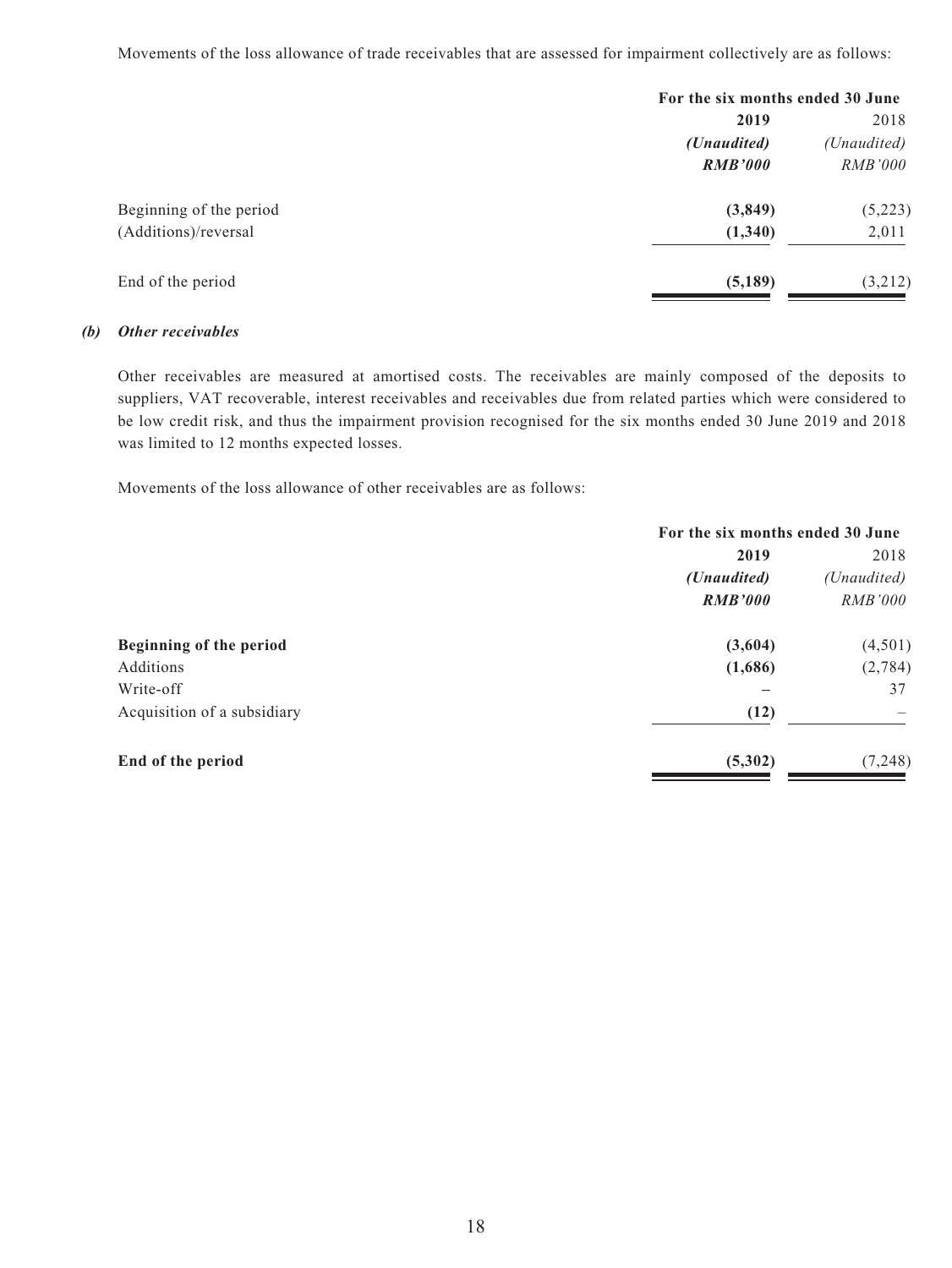Movements of the loss allowance of trade receivables that are assessed for impairment collectively are as follows:

| | For the six months ended 30 June | |
|---|---|---|
| | **2019** | 2018 |
| | ***(Unaudited)*** | *(Unaudited)* |
| | ***RMB'000*** | *RMB'000* |
| Beginning of the period | **(3,849)** | (5,223) |
| (Additions)/reversal | **(1,340)** | 2,011 |
| End of the period | **(5,189)** | (3,212) |

***(b) Other receivables***

Other receivables are measured at amortised costs. The receivables are mainly composed of the deposits to suppliers, VAT recoverable, interest receivables and receivables due from related parties which were considered to be low credit risk, and thus the impairment provision recognised for the six months ended 30 June 2019 and 2018 was limited to 12 months expected losses.

Movements of the loss allowance of other receivables are as follows:

| | For the six months ended 30 June | |
|---|---|---|
| | **2019** | 2018 |
| | ***(Unaudited)*** | *(Unaudited)* |
| | ***RMB'000*** | *RMB'000* |
| **Beginning of the period** | **(3,604)** | (4,501) |
| Additions | **(1,686)** | (2,784) |
| Write-off | **–** | 37 |
| Acquisition of a subsidiary | **(12)** | – |
| **End of the period** | **(5,302)** | (7,248) |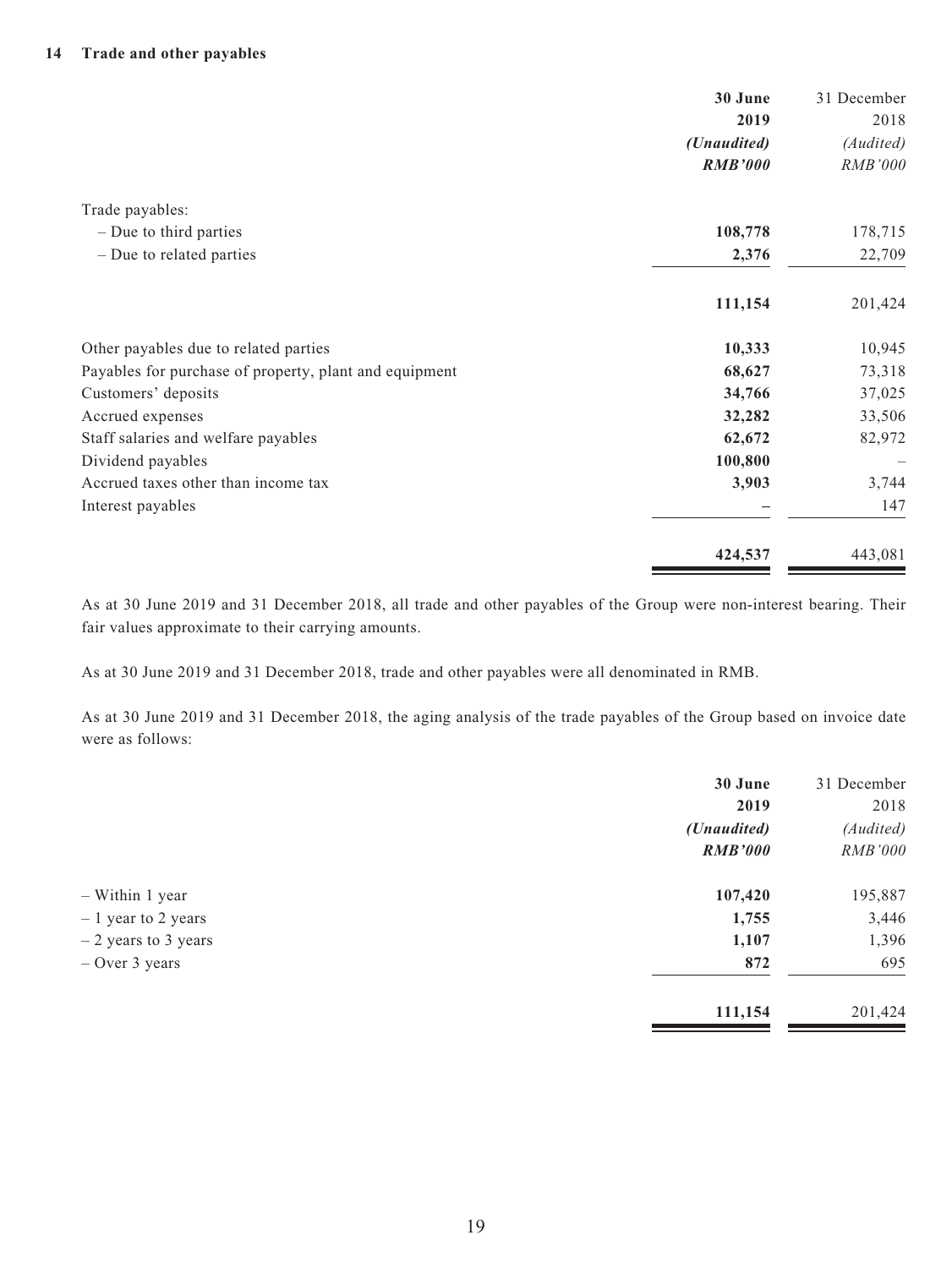### 14 Trade and other payables

| | 30 June 2019 (Unaudited) RMB'000 | 31 December 2018 (Audited) RMB'000 |
|---|---|---|
| Trade payables: | | |
| – Due to third parties | 108,778 | 178,715 |
| – Due to related parties | 2,376 | 22,709 |
| | 111,154 | 201,424 |
| Other payables due to related parties | 10,333 | 10,945 |
| Payables for purchase of property, plant and equipment | 68,627 | 73,318 |
| Customers' deposits | 34,766 | 37,025 |
| Accrued expenses | 32,282 | 33,506 |
| Staff salaries and welfare payables | 62,672 | 82,972 |
| Dividend payables | 100,800 | – |
| Accrued taxes other than income tax | 3,903 | 3,744 |
| Interest payables | – | 147 |
| | 424,537 | 443,081 |

As at 30 June 2019 and 31 December 2018, all trade and other payables of the Group were non-interest bearing. Their fair values approximate to their carrying amounts.

As at 30 June 2019 and 31 December 2018, trade and other payables were all denominated in RMB.

As at 30 June 2019 and 31 December 2018, the aging analysis of the trade payables of the Group based on invoice date were as follows:

| | 30 June 2019 (Unaudited) RMB'000 | 31 December 2018 (Audited) RMB'000 |
|---|---|---|
| – Within 1 year | 107,420 | 195,887 |
| – 1 year to 2 years | 1,755 | 3,446 |
| – 2 years to 3 years | 1,107 | 1,396 |
| – Over 3 years | 872 | 695 |
| | 111,154 | 201,424 |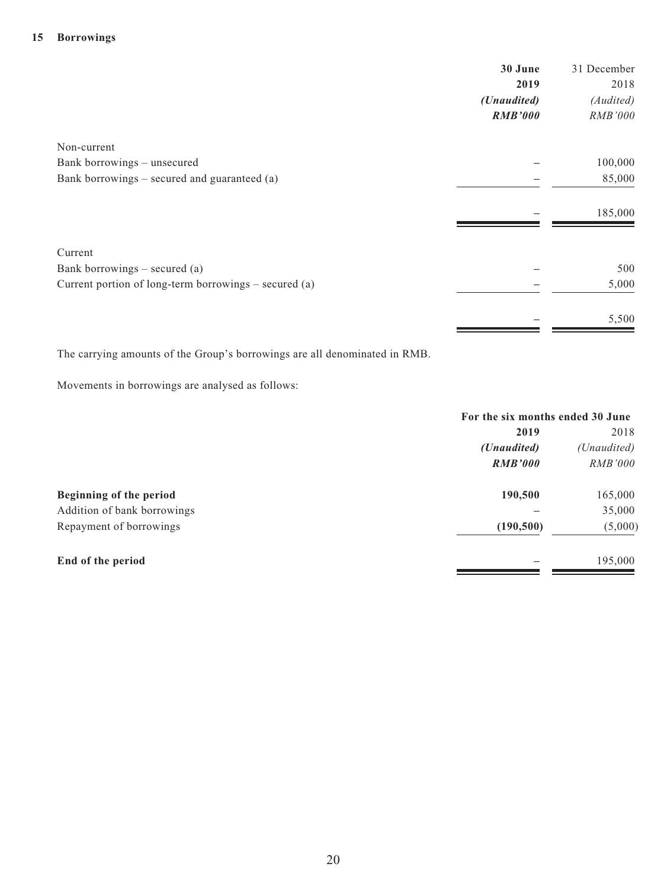## 15 Borrowings

| | 30 June 2019 | 31 December 2018 |
|---|---|---|
| | *(Unaudited)* | *(Audited)* |
| | ***RMB'000*** | *RMB'000* |
| Non-current | | |
| Bank borrowings – unsecured | – | 100,000 |
| Bank borrowings – secured and guaranteed (a) | – | 85,000 |
| | – | 185,000 |
| Current | | |
| Bank borrowings – secured (a) | – | 500 |
| Current portion of long-term borrowings – secured (a) | – | 5,000 |
| | – | 5,500 |

The carrying amounts of the Group's borrowings are all denominated in RMB.

Movements in borrowings are analysed as follows:

| | For the six months ended 30 June | |
|---|---|---|
| | **2019** | 2018 |
| | ***(Unaudited)*** | *(Unaudited)* |
| | ***RMB'000*** | *RMB'000* |
| **Beginning of the period** | **190,500** | 165,000 |
| Addition of bank borrowings | – | 35,000 |
| Repayment of borrowings | **(190,500)** | (5,000) |
| **End of the period** | – | 195,000 |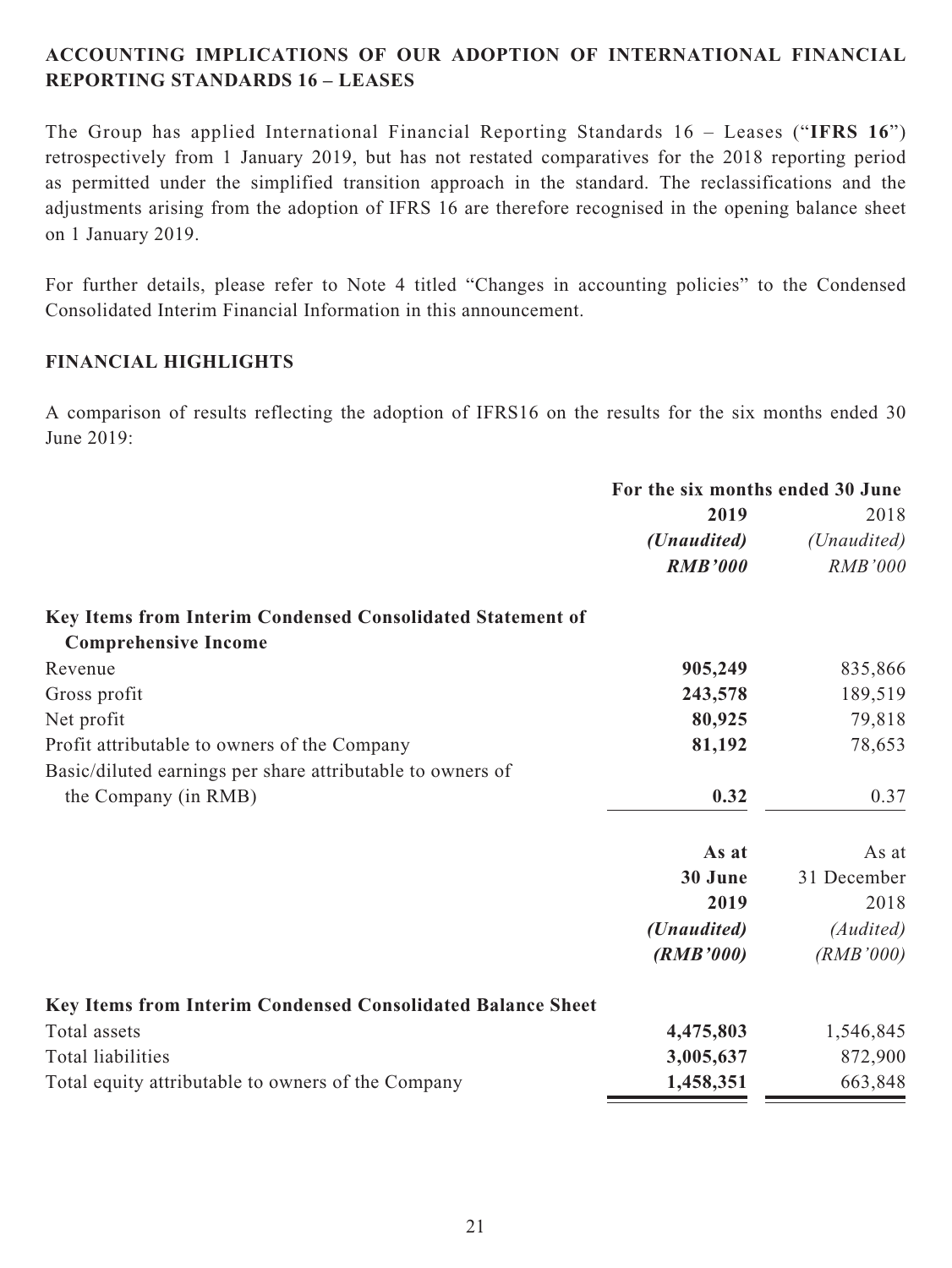## ACCOUNTING IMPLICATIONS OF OUR ADOPTION OF INTERNATIONAL FINANCIAL REPORTING STANDARDS 16 – LEASES

The Group has applied International Financial Reporting Standards 16 – Leases ("**IFRS 16**") retrospectively from 1 January 2019, but has not restated comparatives for the 2018 reporting period as permitted under the simplified transition approach in the standard. The reclassifications and the adjustments arising from the adoption of IFRS 16 are therefore recognised in the opening balance sheet on 1 January 2019.

For further details, please refer to Note 4 titled "Changes in accounting policies" to the Condensed Consolidated Interim Financial Information in this announcement.

## FINANCIAL HIGHLIGHTS

A comparison of results reflecting the adoption of IFRS16 on the results for the six months ended 30 June 2019:

| | For the six months ended 30 June | |
|---|---|---|
| | **2019** | 2018 |
| | ***(Unaudited)*** | *(Unaudited)* |
| | ***RMB'000*** | *RMB'000* |
| **Key Items from Interim Condensed Consolidated Statement of Comprehensive Income** | | |
| Revenue | **905,249** | 835,866 |
| Gross profit | **243,578** | 189,519 |
| Net profit | **80,925** | 79,818 |
| Profit attributable to owners of the Company | **81,192** | 78,653 |
| Basic/diluted earnings per share attributable to owners of the Company (in RMB) | **0.32** | 0.37 |

| | **As at 30 June 2019** | As at 31 December 2018 |
|---|---|---|
| | ***(Unaudited)*** | *(Audited)* |
| | ***(RMB'000)*** | *(RMB'000)* |
| **Key Items from Interim Condensed Consolidated Balance Sheet** | | |
| Total assets | **4,475,803** | 1,546,845 |
| Total liabilities | **3,005,637** | 872,900 |
| Total equity attributable to owners of the Company | **1,458,351** | 663,848 |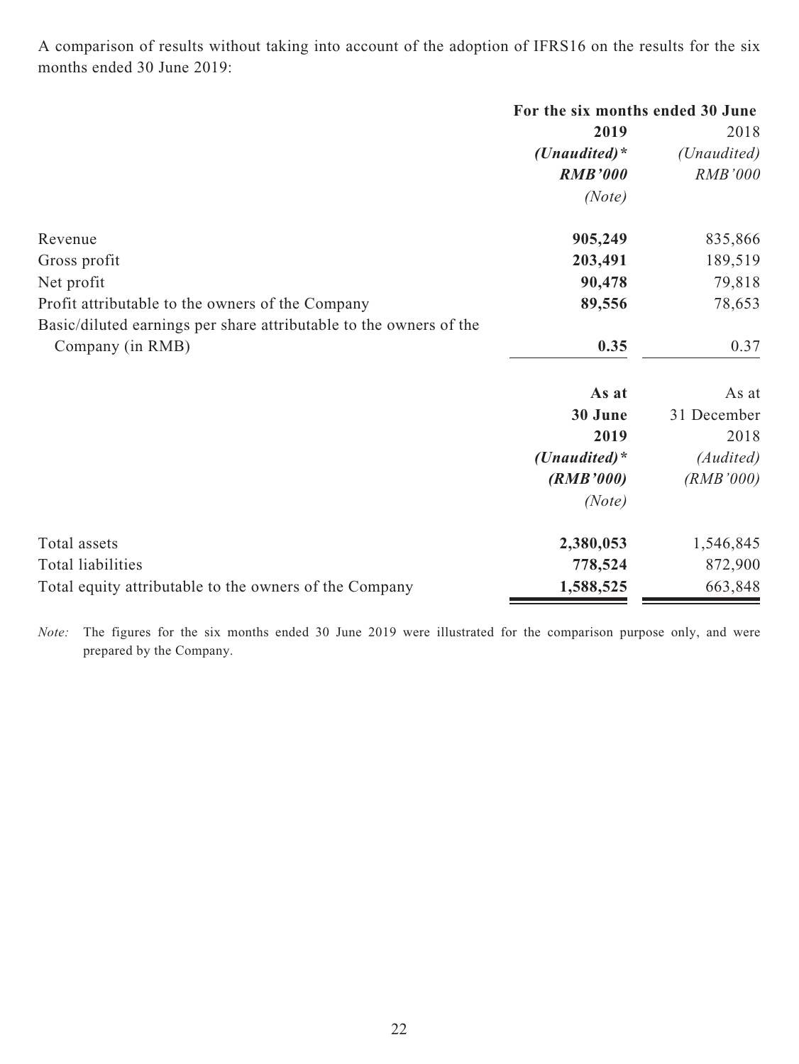A comparison of results without taking into account of the adoption of IFRS16 on the results for the six months ended 30 June 2019:

| | For the six months ended 30 June | |
|---|---|---|
| | **2019** | 2018 |
| | ***(Unaudited)**** | *(Unaudited)* |
| | ***RMB'000*** | *RMB'000* |
| | *(Note)* | |
| Revenue | **905,249** | 835,866 |
| Gross profit | **203,491** | 189,519 |
| Net profit | **90,478** | 79,818 |
| Profit attributable to the owners of the Company | **89,556** | 78,653 |
| Basic/diluted earnings per share attributable to the owners of the Company (in RMB) | **0.35** | 0.37 |

| | **As at 30 June 2019** | As at 31 December 2018 |
|---|---|---|
| | ***(Unaudited)**** | *(Audited)* |
| | ***(RMB'000)*** | *(RMB'000)* |
| | *(Note)* | |
| Total assets | **2,380,053** | 1,546,845 |
| Total liabilities | **778,524** | 872,900 |
| Total equity attributable to the owners of the Company | **1,588,525** | 663,848 |

*Note:* The figures for the six months ended 30 June 2019 were illustrated for the comparison purpose only, and were prepared by the Company.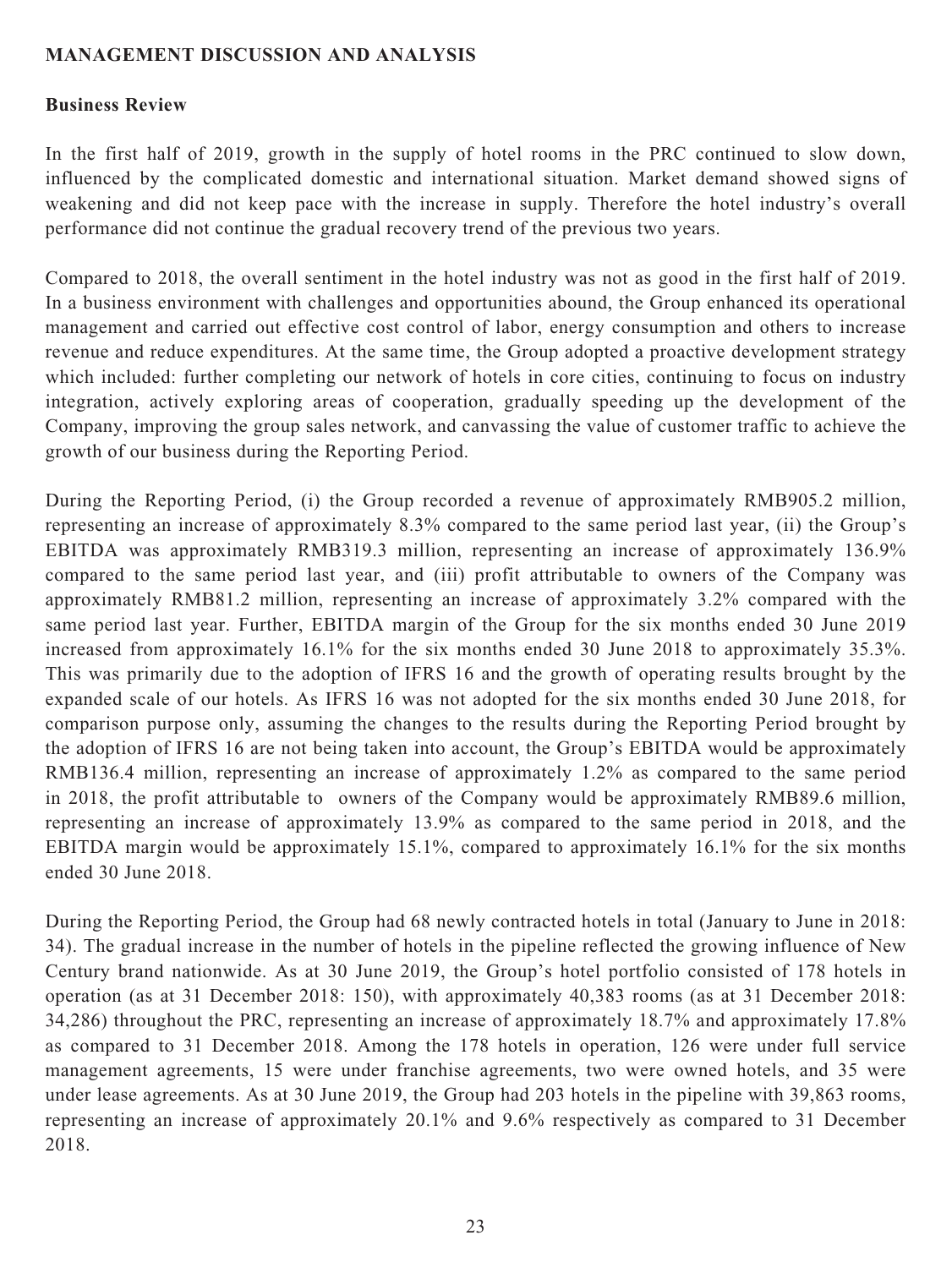## MANAGEMENT DISCUSSION AND ANALYSIS

### Business Review

In the first half of 2019, growth in the supply of hotel rooms in the PRC continued to slow down, influenced by the complicated domestic and international situation. Market demand showed signs of weakening and did not keep pace with the increase in supply. Therefore the hotel industry's overall performance did not continue the gradual recovery trend of the previous two years.

Compared to 2018, the overall sentiment in the hotel industry was not as good in the first half of 2019. In a business environment with challenges and opportunities abound, the Group enhanced its operational management and carried out effective cost control of labor, energy consumption and others to increase revenue and reduce expenditures. At the same time, the Group adopted a proactive development strategy which included: further completing our network of hotels in core cities, continuing to focus on industry integration, actively exploring areas of cooperation, gradually speeding up the development of the Company, improving the group sales network, and canvassing the value of customer traffic to achieve the growth of our business during the Reporting Period.

During the Reporting Period, (i) the Group recorded a revenue of approximately RMB905.2 million, representing an increase of approximately 8.3% compared to the same period last year, (ii) the Group's EBITDA was approximately RMB319.3 million, representing an increase of approximately 136.9% compared to the same period last year, and (iii) profit attributable to owners of the Company was approximately RMB81.2 million, representing an increase of approximately 3.2% compared with the same period last year. Further, EBITDA margin of the Group for the six months ended 30 June 2019 increased from approximately 16.1% for the six months ended 30 June 2018 to approximately 35.3%. This was primarily due to the adoption of IFRS 16 and the growth of operating results brought by the expanded scale of our hotels. As IFRS 16 was not adopted for the six months ended 30 June 2018, for comparison purpose only, assuming the changes to the results during the Reporting Period brought by the adoption of IFRS 16 are not being taken into account, the Group's EBITDA would be approximately RMB136.4 million, representing an increase of approximately 1.2% as compared to the same period in 2018, the profit attributable to owners of the Company would be approximately RMB89.6 million, representing an increase of approximately 13.9% as compared to the same period in 2018, and the EBITDA margin would be approximately 15.1%, compared to approximately 16.1% for the six months ended 30 June 2018.

During the Reporting Period, the Group had 68 newly contracted hotels in total (January to June in 2018: 34). The gradual increase in the number of hotels in the pipeline reflected the growing influence of New Century brand nationwide. As at 30 June 2019, the Group's hotel portfolio consisted of 178 hotels in operation (as at 31 December 2018: 150), with approximately 40,383 rooms (as at 31 December 2018: 34,286) throughout the PRC, representing an increase of approximately 18.7% and approximately 17.8% as compared to 31 December 2018. Among the 178 hotels in operation, 126 were under full service management agreements, 15 were under franchise agreements, two were owned hotels, and 35 were under lease agreements. As at 30 June 2019, the Group had 203 hotels in the pipeline with 39,863 rooms, representing an increase of approximately 20.1% and 9.6% respectively as compared to 31 December 2018.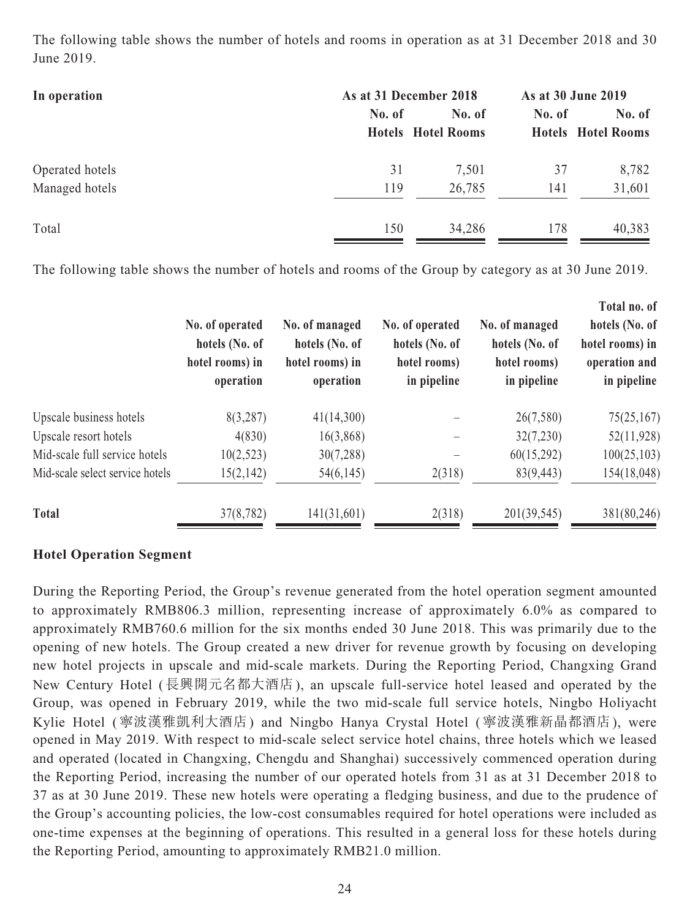The following table shows the number of hotels and rooms in operation as at 31 December 2018 and 30 June 2019.

| In operation | As at 31 December 2018 | | As at 30 June 2019 | |
|---|---|---|---|---|
| | No. of Hotels | No. of Hotel Rooms | No. of Hotels | No. of Hotel Rooms |
| Operated hotels | 31 | 7,501 | 37 | 8,782 |
| Managed hotels | 119 | 26,785 | 141 | 31,601 |
| Total | 150 | 34,286 | 178 | 40,383 |

The following table shows the number of hotels and rooms of the Group by category as at 30 June 2019.

| | No. of operated hotels (No. of hotel rooms) in operation | No. of managed hotels (No. of hotel rooms) in operation | No. of operated hotels (No. of hotel rooms) in pipeline | No. of managed hotels (No. of hotel rooms) in pipeline | Total no. of hotels (No. of hotel rooms) in operation and in pipeline |
|---|---|---|---|---|---|
| Upscale business hotels | 8(3,287) | 41(14,300) | – | 26(7,580) | 75(25,167) |
| Upscale resort hotels | 4(830) | 16(3,868) | – | 32(7,230) | 52(11,928) |
| Mid-scale full service hotels | 10(2,523) | 30(7,288) | – | 60(15,292) | 100(25,103) |
| Mid-scale select service hotels | 15(2,142) | 54(6,145) | 2(318) | 83(9,443) | 154(18,048) |
| **Total** | 37(8,782) | 141(31,601) | 2(318) | 201(39,545) | 381(80,246) |

### Hotel Operation Segment

During the Reporting Period, the Group's revenue generated from the hotel operation segment amounted to approximately RMB806.3 million, representing increase of approximately 6.0% as compared to approximately RMB760.6 million for the six months ended 30 June 2018. This was primarily due to the opening of new hotels. The Group created a new driver for revenue growth by focusing on developing new hotel projects in upscale and mid-scale markets. During the Reporting Period, Changxing Grand New Century Hotel (長興開元名都大酒店), an upscale full-service hotel leased and operated by the Group, was opened in February 2019, while the two mid-scale full service hotels, Ningbo Holiyacht Kylie Hotel (寧波漢雅凱利大酒店) and Ningbo Hanya Crystal Hotel (寧波漢雅新晶都酒店), were opened in May 2019. With respect to mid-scale select service hotel chains, three hotels which we leased and operated (located in Changxing, Chengdu and Shanghai) successively commenced operation during the Reporting Period, increasing the number of our operated hotels from 31 as at 31 December 2018 to 37 as at 30 June 2019. These new hotels were operating a fledging business, and due to the prudence of the Group's accounting policies, the low-cost consumables required for hotel operations were included as one-time expenses at the beginning of operations. This resulted in a general loss for these hotels during the Reporting Period, amounting to approximately RMB21.0 million.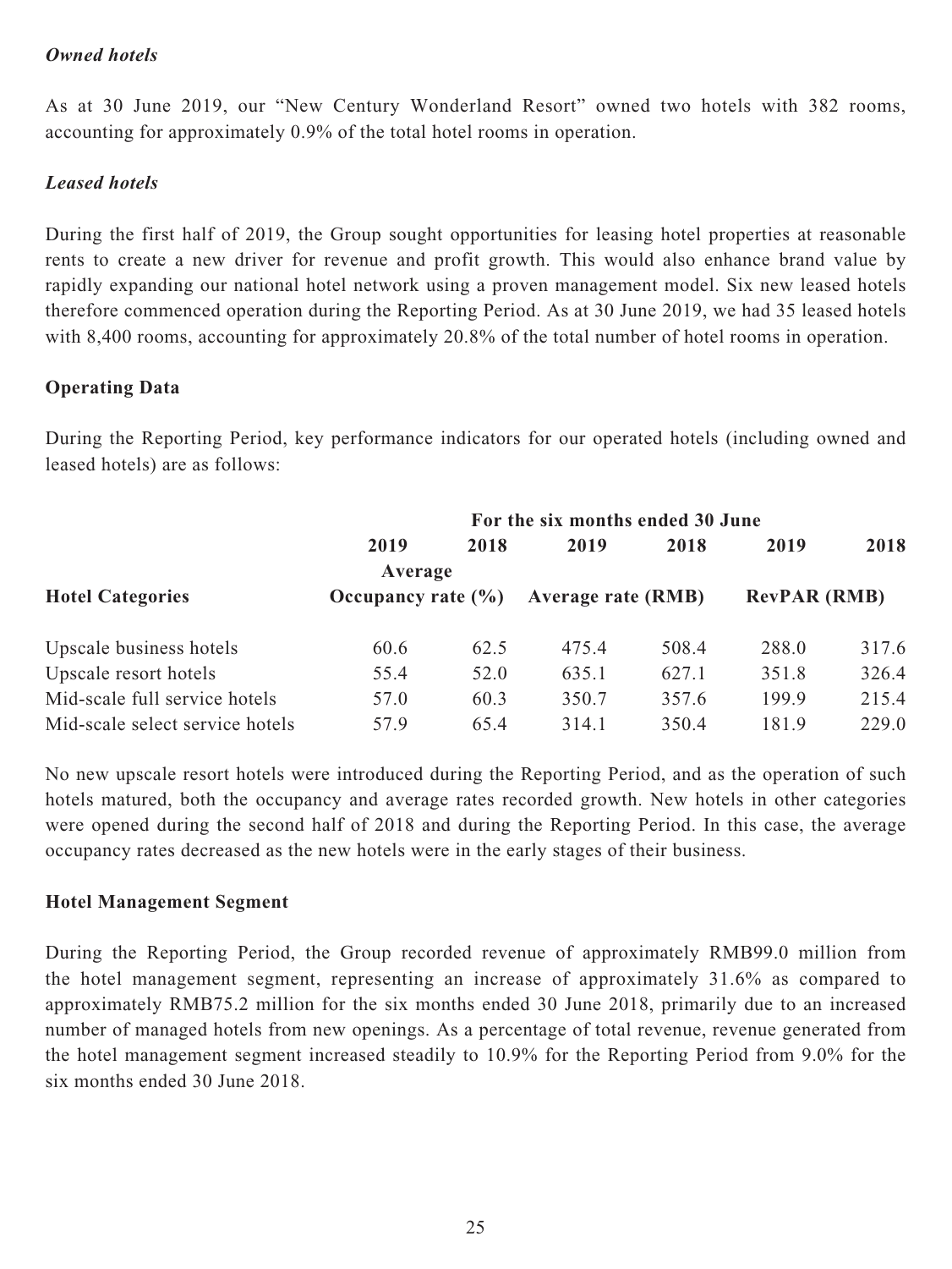*Owned hotels*

As at 30 June 2019, our "New Century Wonderland Resort" owned two hotels with 382 rooms, accounting for approximately 0.9% of the total hotel rooms in operation.

*Leased hotels*

During the first half of 2019, the Group sought opportunities for leasing hotel properties at reasonable rents to create a new driver for revenue and profit growth. This would also enhance brand value by rapidly expanding our national hotel network using a proven management model. Six new leased hotels therefore commenced operation during the Reporting Period. As at 30 June 2019, we had 35 leased hotels with 8,400 rooms, accounting for approximately 20.8% of the total number of hotel rooms in operation.

**Operating Data**

During the Reporting Period, key performance indicators for our operated hotels (including owned and leased hotels) are as follows:

| | For the six months ended 30 June | | | | | |
|---|---|---|---|---|---|---|
| | 2019 | 2018 | 2019 | 2018 | 2019 | 2018 |
| **Hotel Categories** | **Average Occupancy rate (%)** | | **Average rate (RMB)** | | **RevPAR (RMB)** | |
| Upscale business hotels | 60.6 | 62.5 | 475.4 | 508.4 | 288.0 | 317.6 |
| Upscale resort hotels | 55.4 | 52.0 | 635.1 | 627.1 | 351.8 | 326.4 |
| Mid-scale full service hotels | 57.0 | 60.3 | 350.7 | 357.6 | 199.9 | 215.4 |
| Mid-scale select service hotels | 57.9 | 65.4 | 314.1 | 350.4 | 181.9 | 229.0 |

No new upscale resort hotels were introduced during the Reporting Period, and as the operation of such hotels matured, both the occupancy and average rates recorded growth. New hotels in other categories were opened during the second half of 2018 and during the Reporting Period. In this case, the average occupancy rates decreased as the new hotels were in the early stages of their business.

**Hotel Management Segment**

During the Reporting Period, the Group recorded revenue of approximately RMB99.0 million from the hotel management segment, representing an increase of approximately 31.6% as compared to approximately RMB75.2 million for the six months ended 30 June 2018, primarily due to an increased number of managed hotels from new openings. As a percentage of total revenue, revenue generated from the hotel management segment increased steadily to 10.9% for the Reporting Period from 9.0% for the six months ended 30 June 2018.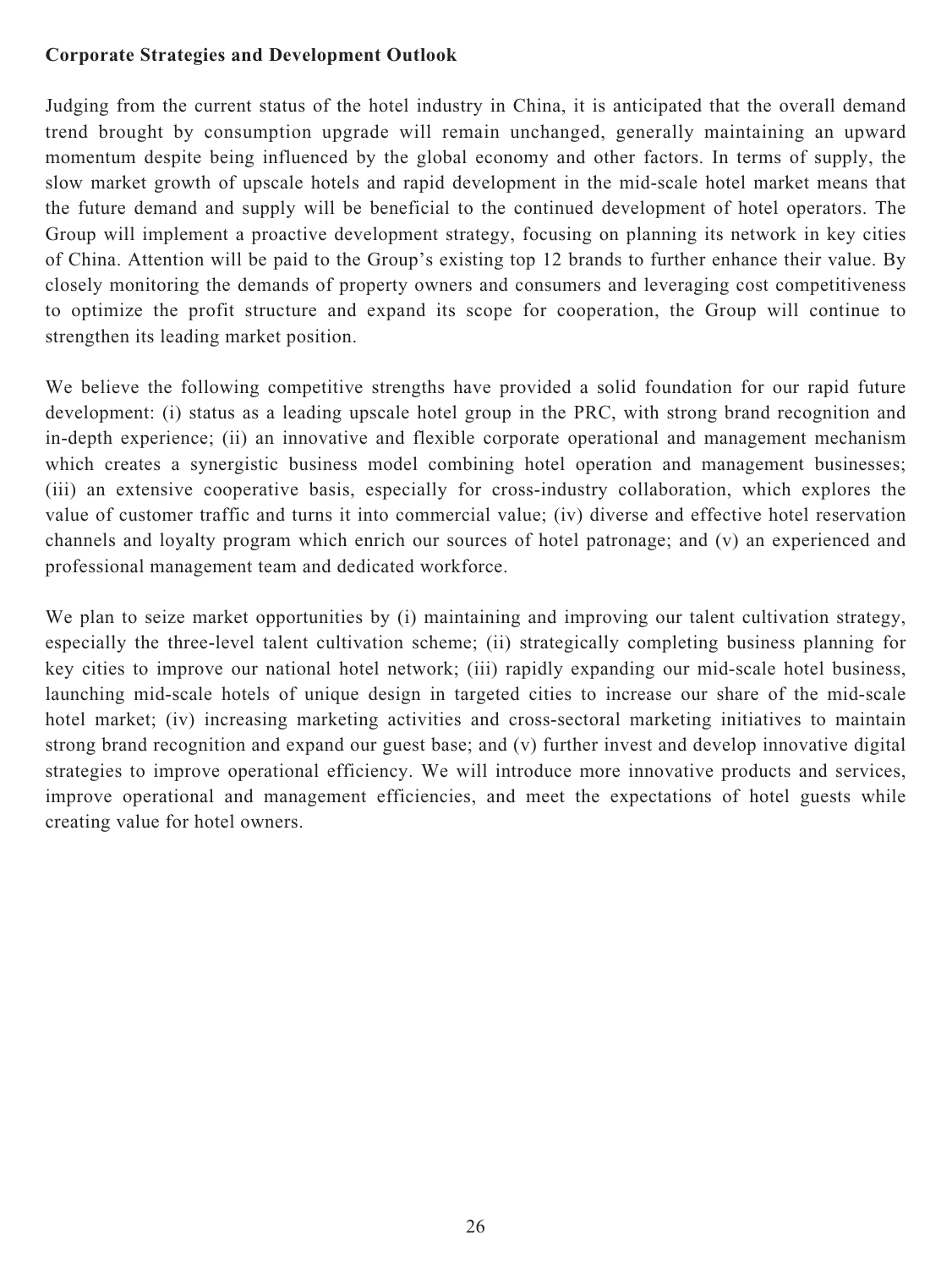**Corporate Strategies and Development Outlook**

Judging from the current status of the hotel industry in China, it is anticipated that the overall demand trend brought by consumption upgrade will remain unchanged, generally maintaining an upward momentum despite being influenced by the global economy and other factors. In terms of supply, the slow market growth of upscale hotels and rapid development in the mid-scale hotel market means that the future demand and supply will be beneficial to the continued development of hotel operators. The Group will implement a proactive development strategy, focusing on planning its network in key cities of China. Attention will be paid to the Group's existing top 12 brands to further enhance their value. By closely monitoring the demands of property owners and consumers and leveraging cost competitiveness to optimize the profit structure and expand its scope for cooperation, the Group will continue to strengthen its leading market position.

We believe the following competitive strengths have provided a solid foundation for our rapid future development: (i) status as a leading upscale hotel group in the PRC, with strong brand recognition and in-depth experience; (ii) an innovative and flexible corporate operational and management mechanism which creates a synergistic business model combining hotel operation and management businesses; (iii) an extensive cooperative basis, especially for cross-industry collaboration, which explores the value of customer traffic and turns it into commercial value; (iv) diverse and effective hotel reservation channels and loyalty program which enrich our sources of hotel patronage; and (v) an experienced and professional management team and dedicated workforce.

We plan to seize market opportunities by (i) maintaining and improving our talent cultivation strategy, especially the three-level talent cultivation scheme; (ii) strategically completing business planning for key cities to improve our national hotel network; (iii) rapidly expanding our mid-scale hotel business, launching mid-scale hotels of unique design in targeted cities to increase our share of the mid-scale hotel market; (iv) increasing marketing activities and cross-sectoral marketing initiatives to maintain strong brand recognition and expand our guest base; and (v) further invest and develop innovative digital strategies to improve operational efficiency. We will introduce more innovative products and services, improve operational and management efficiencies, and meet the expectations of hotel guests while creating value for hotel owners.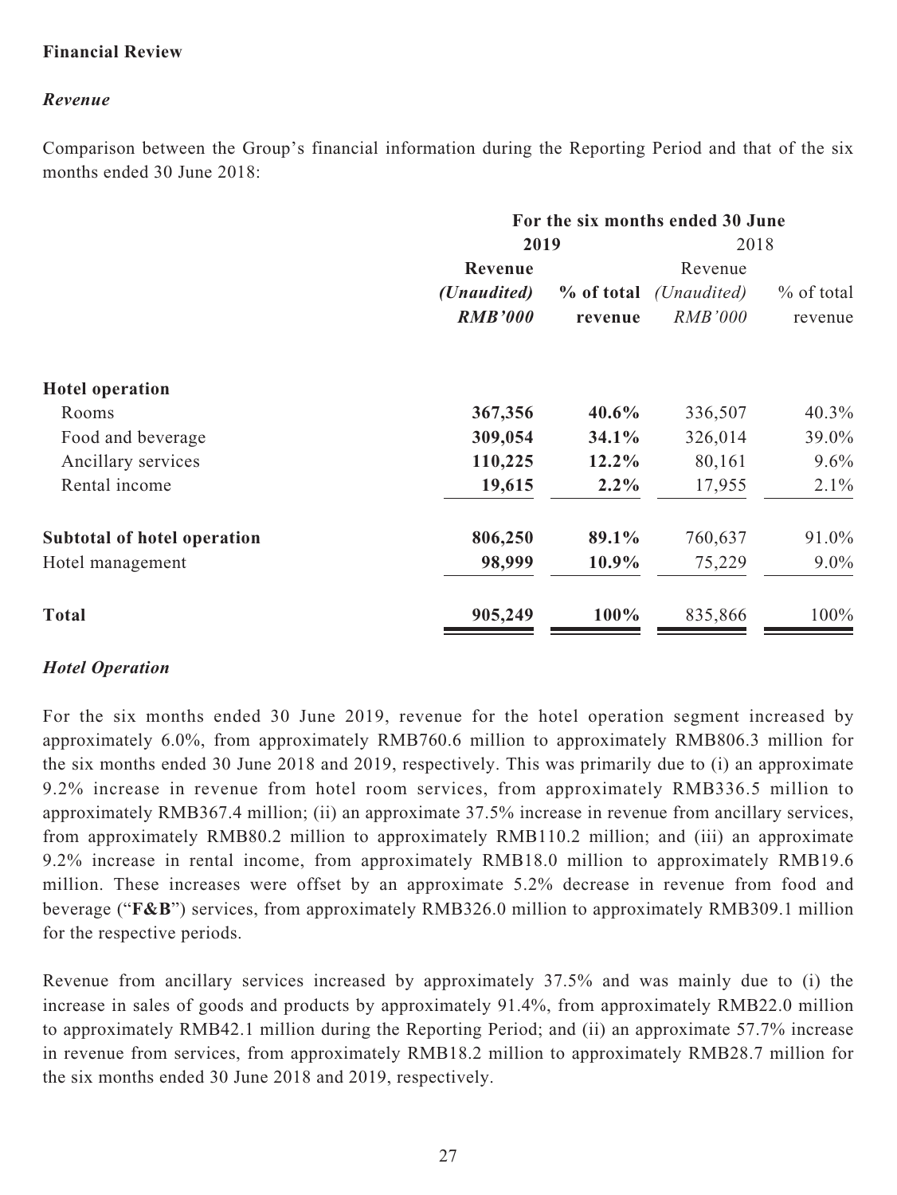**Financial Review**

***Revenue***

Comparison between the Group's financial information during the Reporting Period and that of the six months ended 30 June 2018:

| | For the six months ended 30 June | | | |
|---|---|---|---|---|
| | **2019** | | 2018 | |
| | **Revenue** ***(Unaudited)*** ***RMB'000*** | **% of total revenue** | Revenue *(Unaudited)* *RMB'000* | % of total revenue |
| **Hotel operation** | | | | |
| Rooms | **367,356** | **40.6%** | 336,507 | 40.3% |
| Food and beverage | **309,054** | **34.1%** | 326,014 | 39.0% |
| Ancillary services | **110,225** | **12.2%** | 80,161 | 9.6% |
| Rental income | **19,615** | **2.2%** | 17,955 | 2.1% |
| **Subtotal of hotel operation** | **806,250** | **89.1%** | 760,637 | 91.0% |
| Hotel management | **98,999** | **10.9%** | 75,229 | 9.0% |
| **Total** | **905,249** | **100%** | 835,866 | 100% |

***Hotel Operation***

For the six months ended 30 June 2019, revenue for the hotel operation segment increased by approximately 6.0%, from approximately RMB760.6 million to approximately RMB806.3 million for the six months ended 30 June 2018 and 2019, respectively. This was primarily due to (i) an approximate 9.2% increase in revenue from hotel room services, from approximately RMB336.5 million to approximately RMB367.4 million; (ii) an approximate 37.5% increase in revenue from ancillary services, from approximately RMB80.2 million to approximately RMB110.2 million; and (iii) an approximate 9.2% increase in rental income, from approximately RMB18.0 million to approximately RMB19.6 million. These increases were offset by an approximate 5.2% decrease in revenue from food and beverage ("**F&B**") services, from approximately RMB326.0 million to approximately RMB309.1 million for the respective periods.

Revenue from ancillary services increased by approximately 37.5% and was mainly due to (i) the increase in sales of goods and products by approximately 91.4%, from approximately RMB22.0 million to approximately RMB42.1 million during the Reporting Period; and (ii) an approximate 57.7% increase in revenue from services, from approximately RMB18.2 million to approximately RMB28.7 million for the six months ended 30 June 2018 and 2019, respectively.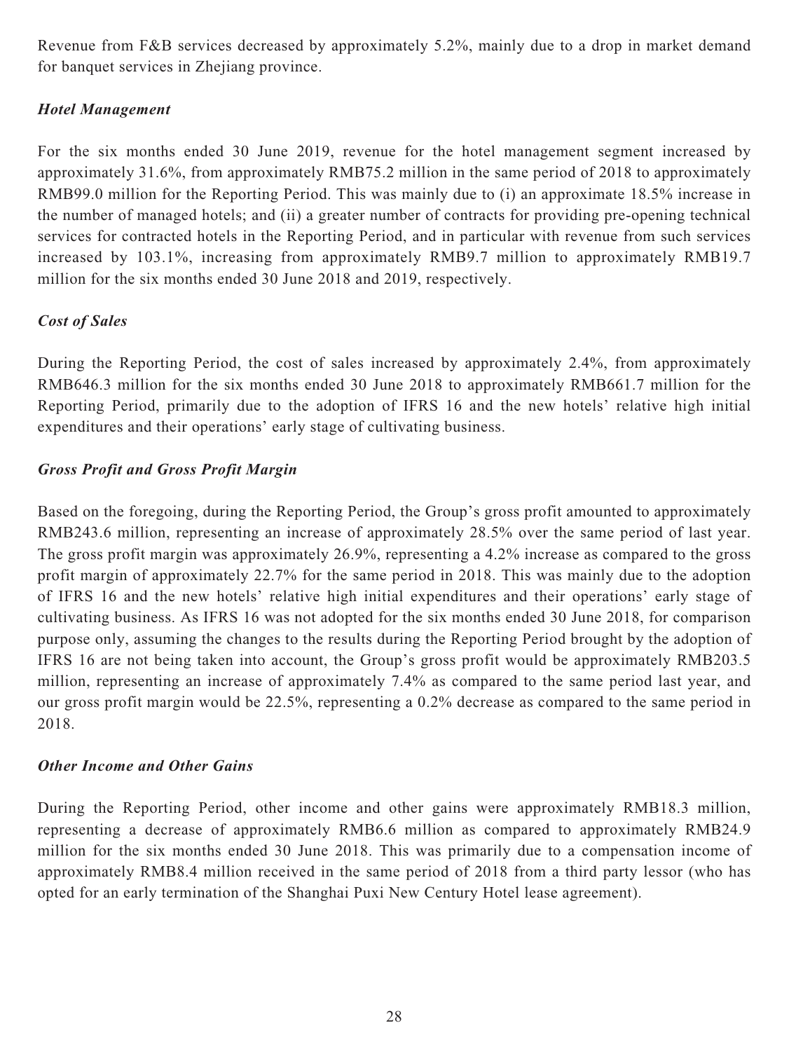Revenue from F&B services decreased by approximately 5.2%, mainly due to a drop in market demand for banquet services in Zhejiang province.

### *Hotel Management*

For the six months ended 30 June 2019, revenue for the hotel management segment increased by approximately 31.6%, from approximately RMB75.2 million in the same period of 2018 to approximately RMB99.0 million for the Reporting Period. This was mainly due to (i) an approximate 18.5% increase in the number of managed hotels; and (ii) a greater number of contracts for providing pre-opening technical services for contracted hotels in the Reporting Period, and in particular with revenue from such services increased by 103.1%, increasing from approximately RMB9.7 million to approximately RMB19.7 million for the six months ended 30 June 2018 and 2019, respectively.

### *Cost of Sales*

During the Reporting Period, the cost of sales increased by approximately 2.4%, from approximately RMB646.3 million for the six months ended 30 June 2018 to approximately RMB661.7 million for the Reporting Period, primarily due to the adoption of IFRS 16 and the new hotels' relative high initial expenditures and their operations' early stage of cultivating business.

### *Gross Profit and Gross Profit Margin*

Based on the foregoing, during the Reporting Period, the Group's gross profit amounted to approximately RMB243.6 million, representing an increase of approximately 28.5% over the same period of last year. The gross profit margin was approximately 26.9%, representing a 4.2% increase as compared to the gross profit margin of approximately 22.7% for the same period in 2018. This was mainly due to the adoption of IFRS 16 and the new hotels' relative high initial expenditures and their operations' early stage of cultivating business. As IFRS 16 was not adopted for the six months ended 30 June 2018, for comparison purpose only, assuming the changes to the results during the Reporting Period brought by the adoption of IFRS 16 are not being taken into account, the Group's gross profit would be approximately RMB203.5 million, representing an increase of approximately 7.4% as compared to the same period last year, and our gross profit margin would be 22.5%, representing a 0.2% decrease as compared to the same period in 2018.

### *Other Income and Other Gains*

During the Reporting Period, other income and other gains were approximately RMB18.3 million, representing a decrease of approximately RMB6.6 million as compared to approximately RMB24.9 million for the six months ended 30 June 2018. This was primarily due to a compensation income of approximately RMB8.4 million received in the same period of 2018 from a third party lessor (who has opted for an early termination of the Shanghai Puxi New Century Hotel lease agreement).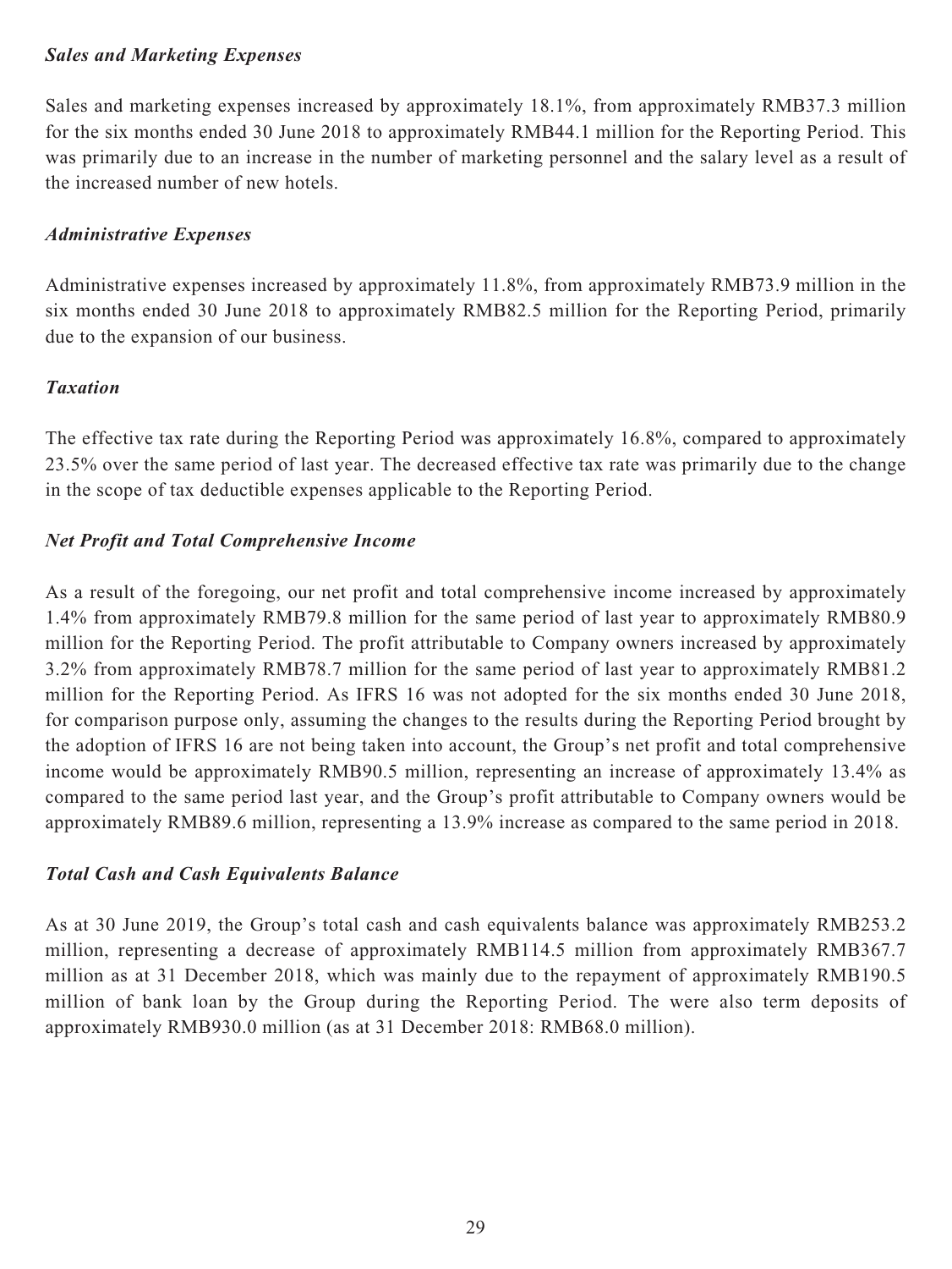***Sales and Marketing Expenses***

Sales and marketing expenses increased by approximately 18.1%, from approximately RMB37.3 million for the six months ended 30 June 2018 to approximately RMB44.1 million for the Reporting Period. This was primarily due to an increase in the number of marketing personnel and the salary level as a result of the increased number of new hotels.

***Administrative Expenses***

Administrative expenses increased by approximately 11.8%, from approximately RMB73.9 million in the six months ended 30 June 2018 to approximately RMB82.5 million for the Reporting Period, primarily due to the expansion of our business.

***Taxation***

The effective tax rate during the Reporting Period was approximately 16.8%, compared to approximately 23.5% over the same period of last year. The decreased effective tax rate was primarily due to the change in the scope of tax deductible expenses applicable to the Reporting Period.

***Net Profit and Total Comprehensive Income***

As a result of the foregoing, our net profit and total comprehensive income increased by approximately 1.4% from approximately RMB79.8 million for the same period of last year to approximately RMB80.9 million for the Reporting Period. The profit attributable to Company owners increased by approximately 3.2% from approximately RMB78.7 million for the same period of last year to approximately RMB81.2 million for the Reporting Period. As IFRS 16 was not adopted for the six months ended 30 June 2018, for comparison purpose only, assuming the changes to the results during the Reporting Period brought by the adoption of IFRS 16 are not being taken into account, the Group's net profit and total comprehensive income would be approximately RMB90.5 million, representing an increase of approximately 13.4% as compared to the same period last year, and the Group's profit attributable to Company owners would be approximately RMB89.6 million, representing a 13.9% increase as compared to the same period in 2018.

***Total Cash and Cash Equivalents Balance***

As at 30 June 2019, the Group's total cash and cash equivalents balance was approximately RMB253.2 million, representing a decrease of approximately RMB114.5 million from approximately RMB367.7 million as at 31 December 2018, which was mainly due to the repayment of approximately RMB190.5 million of bank loan by the Group during the Reporting Period. The were also term deposits of approximately RMB930.0 million (as at 31 December 2018: RMB68.0 million).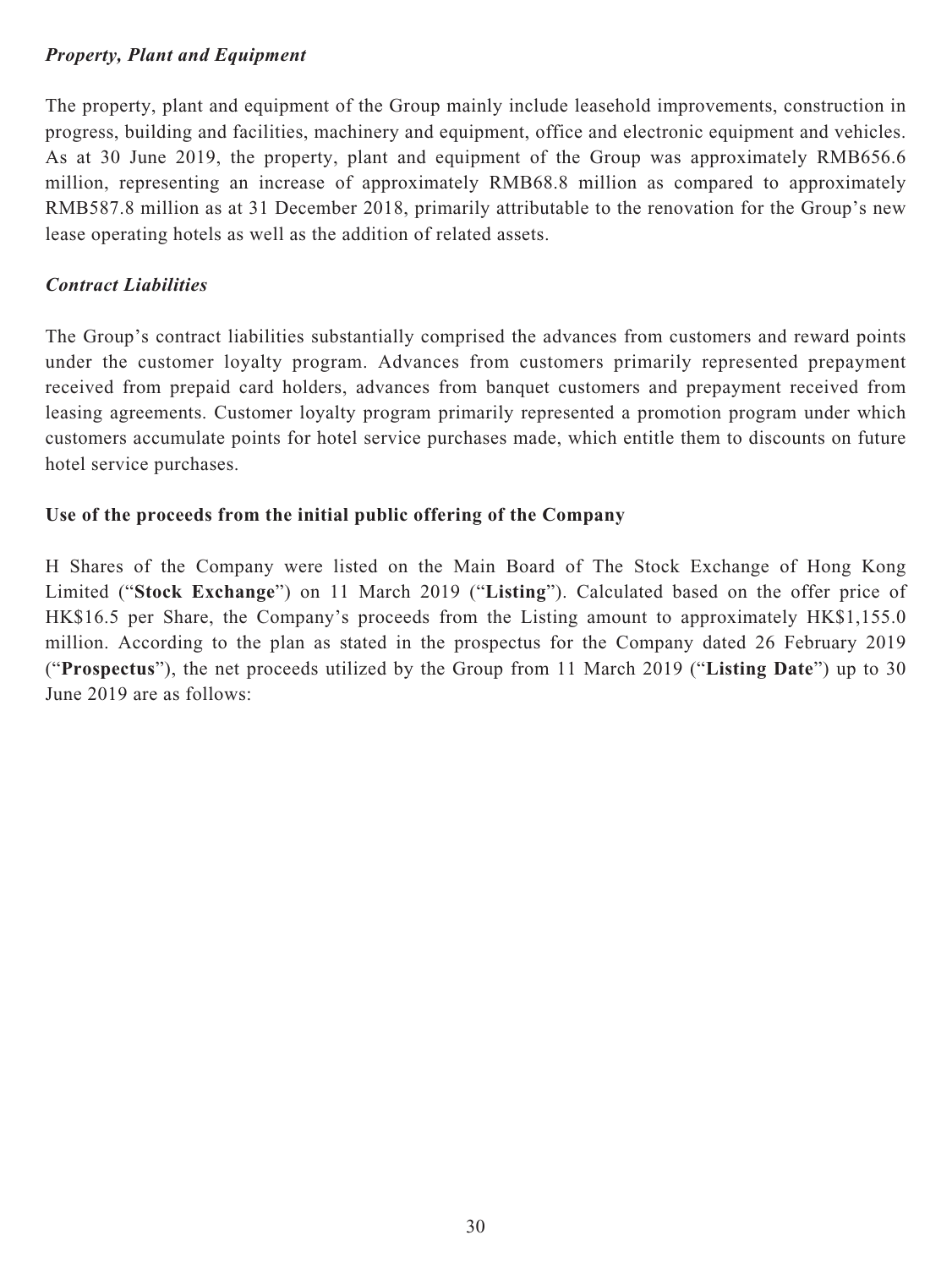*Property, Plant and Equipment*

The property, plant and equipment of the Group mainly include leasehold improvements, construction in progress, building and facilities, machinery and equipment, office and electronic equipment and vehicles. As at 30 June 2019, the property, plant and equipment of the Group was approximately RMB656.6 million, representing an increase of approximately RMB68.8 million as compared to approximately RMB587.8 million as at 31 December 2018, primarily attributable to the renovation for the Group's new lease operating hotels as well as the addition of related assets.

*Contract Liabilities*

The Group's contract liabilities substantially comprised the advances from customers and reward points under the customer loyalty program. Advances from customers primarily represented prepayment received from prepaid card holders, advances from banquet customers and prepayment received from leasing agreements. Customer loyalty program primarily represented a promotion program under which customers accumulate points for hotel service purchases made, which entitle them to discounts on future hotel service purchases.

**Use of the proceeds from the initial public offering of the Company**

H Shares of the Company were listed on the Main Board of The Stock Exchange of Hong Kong Limited ("**Stock Exchange**") on 11 March 2019 ("**Listing**"). Calculated based on the offer price of HK$16.5 per Share, the Company's proceeds from the Listing amount to approximately HK$1,155.0 million. According to the plan as stated in the prospectus for the Company dated 26 February 2019 ("**Prospectus**"), the net proceeds utilized by the Group from 11 March 2019 ("**Listing Date**") up to 30 June 2019 are as follows: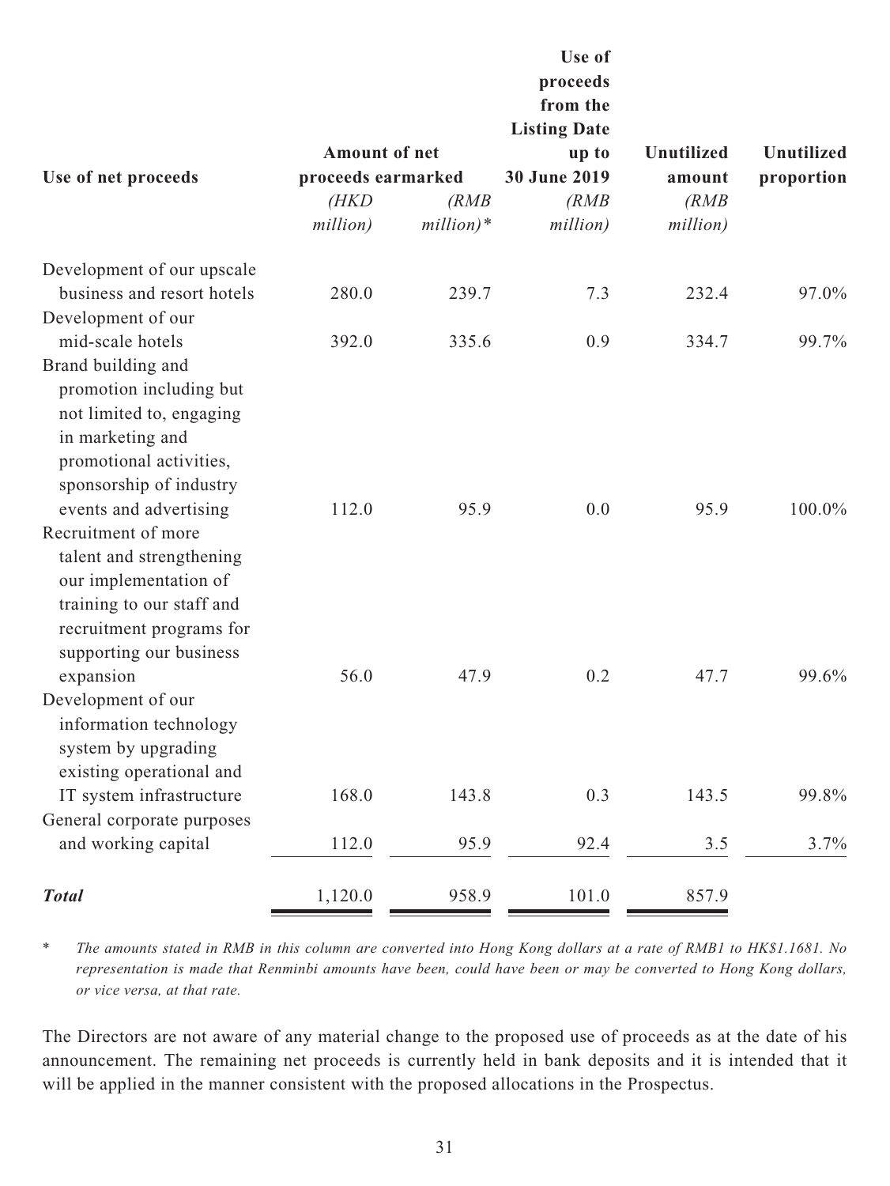| Use of net proceeds | Amount of net proceeds earmarked | | Use of proceeds from the Listing Date up to 30 June 2019 | Unutilized amount | Unutilized proportion |
|---|---|---|---|---|---|
| | *(HKD million)* | *(RMB million)\** | *(RMB million)* | *(RMB million)* | |
| Development of our upscale business and resort hotels | 280.0 | 239.7 | 7.3 | 232.4 | 97.0% |
| Development of our mid-scale hotels | 392.0 | 335.6 | 0.9 | 334.7 | 99.7% |
| Brand building and promotion including but not limited to, engaging in marketing and promotional activities, sponsorship of industry events and advertising | 112.0 | 95.9 | 0.0 | 95.9 | 100.0% |
| Recruitment of more talent and strengthening our implementation of training to our staff and recruitment programs for supporting our business expansion | 56.0 | 47.9 | 0.2 | 47.7 | 99.6% |
| Development of our information technology system by upgrading existing operational and IT system infrastructure | 168.0 | 143.8 | 0.3 | 143.5 | 99.8% |
| General corporate purposes and working capital | 112.0 | 95.9 | 92.4 | 3.5 | 3.7% |
| ***Total*** | 1,120.0 | 958.9 | 101.0 | 857.9 | |

\* *The amounts stated in RMB in this column are converted into Hong Kong dollars at a rate of RMB1 to HK$1.1681. No representation is made that Renminbi amounts have been, could have been or may be converted to Hong Kong dollars, or vice versa, at that rate.*

The Directors are not aware of any material change to the proposed use of proceeds as at the date of his announcement. The remaining net proceeds is currently held in bank deposits and it is intended that it will be applied in the manner consistent with the proposed allocations in the Prospectus.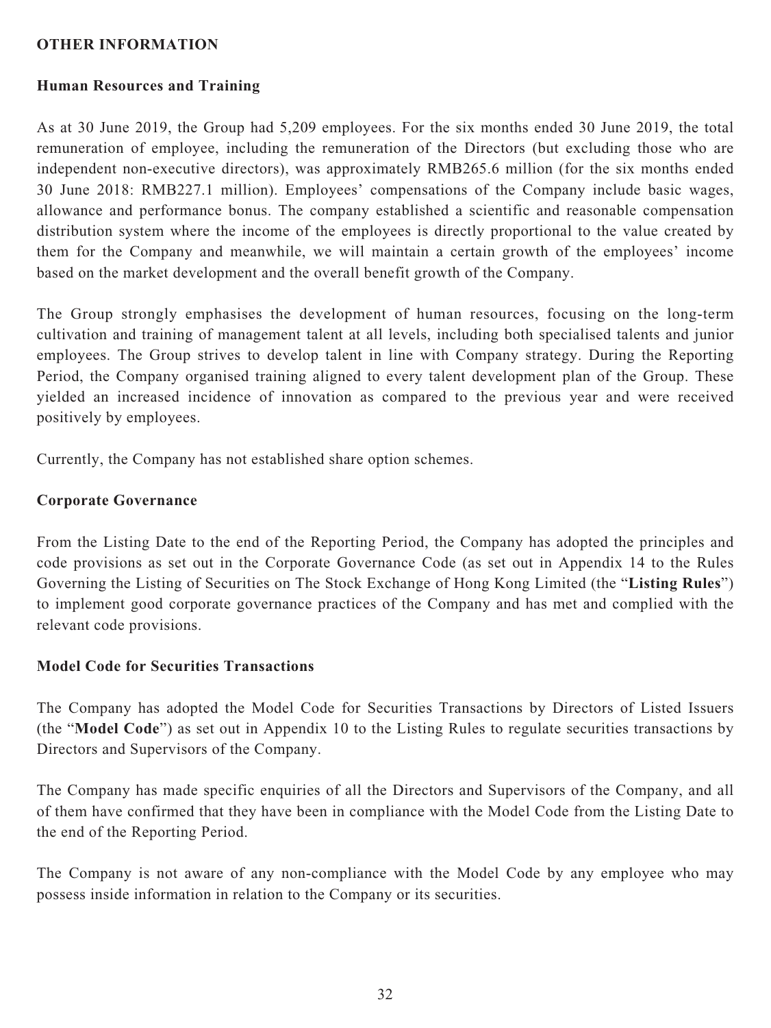## OTHER INFORMATION

### Human Resources and Training

As at 30 June 2019, the Group had 5,209 employees. For the six months ended 30 June 2019, the total remuneration of employee, including the remuneration of the Directors (but excluding those who are independent non-executive directors), was approximately RMB265.6 million (for the six months ended 30 June 2018: RMB227.1 million). Employees' compensations of the Company include basic wages, allowance and performance bonus. The company established a scientific and reasonable compensation distribution system where the income of the employees is directly proportional to the value created by them for the Company and meanwhile, we will maintain a certain growth of the employees' income based on the market development and the overall benefit growth of the Company.

The Group strongly emphasises the development of human resources, focusing on the long-term cultivation and training of management talent at all levels, including both specialised talents and junior employees. The Group strives to develop talent in line with Company strategy. During the Reporting Period, the Company organised training aligned to every talent development plan of the Group. These yielded an increased incidence of innovation as compared to the previous year and were received positively by employees.

Currently, the Company has not established share option schemes.

### Corporate Governance

From the Listing Date to the end of the Reporting Period, the Company has adopted the principles and code provisions as set out in the Corporate Governance Code (as set out in Appendix 14 to the Rules Governing the Listing of Securities on The Stock Exchange of Hong Kong Limited (the "**Listing Rules**") to implement good corporate governance practices of the Company and has met and complied with the relevant code provisions.

### Model Code for Securities Transactions

The Company has adopted the Model Code for Securities Transactions by Directors of Listed Issuers (the "**Model Code**") as set out in Appendix 10 to the Listing Rules to regulate securities transactions by Directors and Supervisors of the Company.

The Company has made specific enquiries of all the Directors and Supervisors of the Company, and all of them have confirmed that they have been in compliance with the Model Code from the Listing Date to the end of the Reporting Period.

The Company is not aware of any non-compliance with the Model Code by any employee who may possess inside information in relation to the Company or its securities.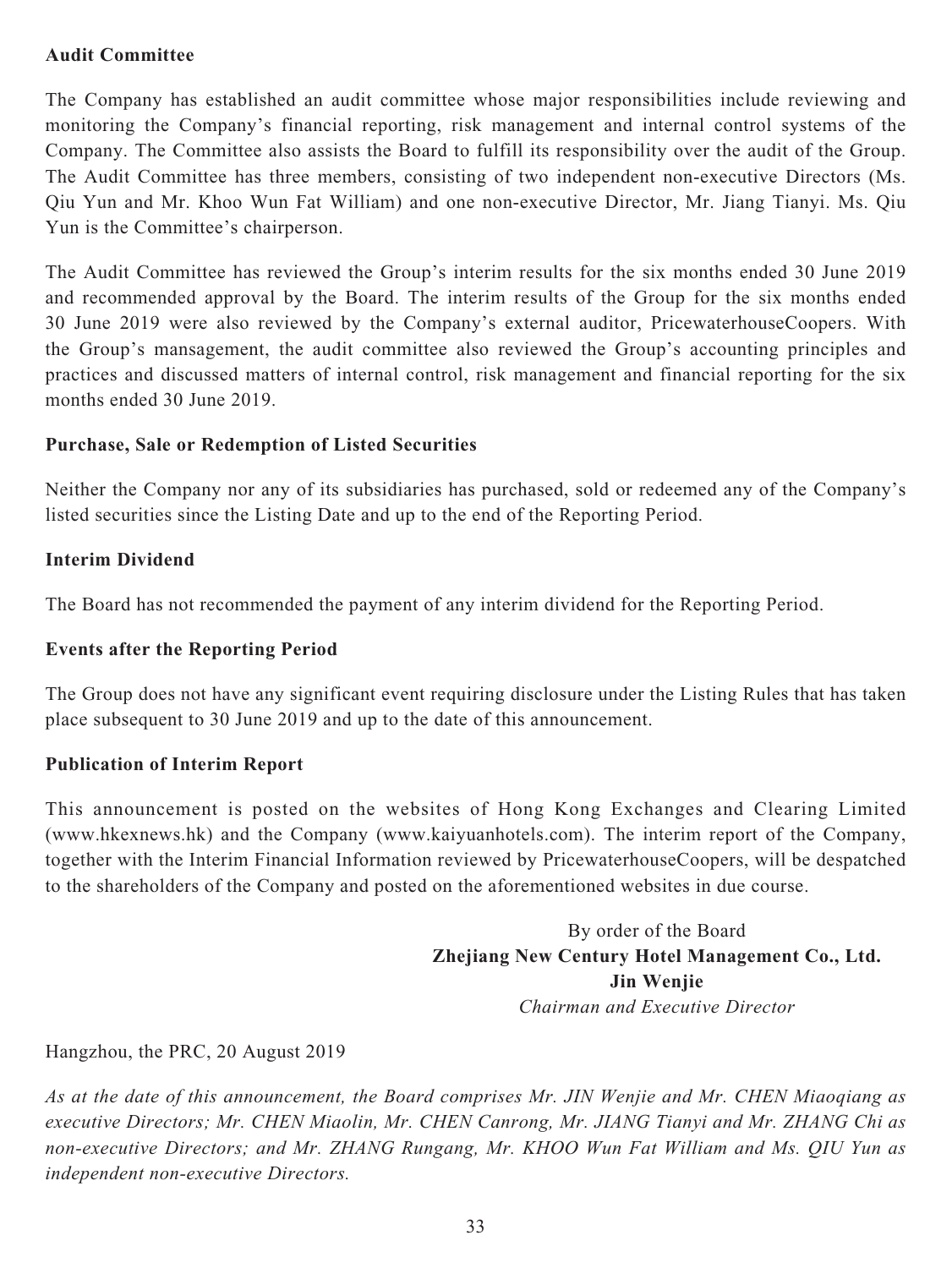**Audit Committee**

The Company has established an audit committee whose major responsibilities include reviewing and monitoring the Company's financial reporting, risk management and internal control systems of the Company. The Committee also assists the Board to fulfill its responsibility over the audit of the Group. The Audit Committee has three members, consisting of two independent non-executive Directors (Ms. Qiu Yun and Mr. Khoo Wun Fat William) and one non-executive Director, Mr. Jiang Tianyi. Ms. Qiu Yun is the Committee's chairperson.

The Audit Committee has reviewed the Group's interim results for the six months ended 30 June 2019 and recommended approval by the Board. The interim results of the Group for the six months ended 30 June 2019 were also reviewed by the Company's external auditor, PricewaterhouseCoopers. With the Group's mansagement, the audit committee also reviewed the Group's accounting principles and practices and discussed matters of internal control, risk management and financial reporting for the six months ended 30 June 2019.

**Purchase, Sale or Redemption of Listed Securities**

Neither the Company nor any of its subsidiaries has purchased, sold or redeemed any of the Company's listed securities since the Listing Date and up to the end of the Reporting Period.

**Interim Dividend**

The Board has not recommended the payment of any interim dividend for the Reporting Period.

**Events after the Reporting Period**

The Group does not have any significant event requiring disclosure under the Listing Rules that has taken place subsequent to 30 June 2019 and up to the date of this announcement.

**Publication of Interim Report**

This announcement is posted on the websites of Hong Kong Exchanges and Clearing Limited (www.hkexnews.hk) and the Company (www.kaiyuanhotels.com). The interim report of the Company, together with the Interim Financial Information reviewed by PricewaterhouseCoopers, will be despatched to the shareholders of the Company and posted on the aforementioned websites in due course.

By order of the Board
**Zhejiang New Century Hotel Management Co., Ltd.**
**Jin Wenjie**
*Chairman and Executive Director*

Hangzhou, the PRC, 20 August 2019

*As at the date of this announcement, the Board comprises Mr. JIN Wenjie and Mr. CHEN Miaoqiang as executive Directors; Mr. CHEN Miaolin, Mr. CHEN Canrong, Mr. JIANG Tianyi and Mr. ZHANG Chi as non-executive Directors; and Mr. ZHANG Rungang, Mr. KHOO Wun Fat William and Ms. QIU Yun as independent non-executive Directors.*